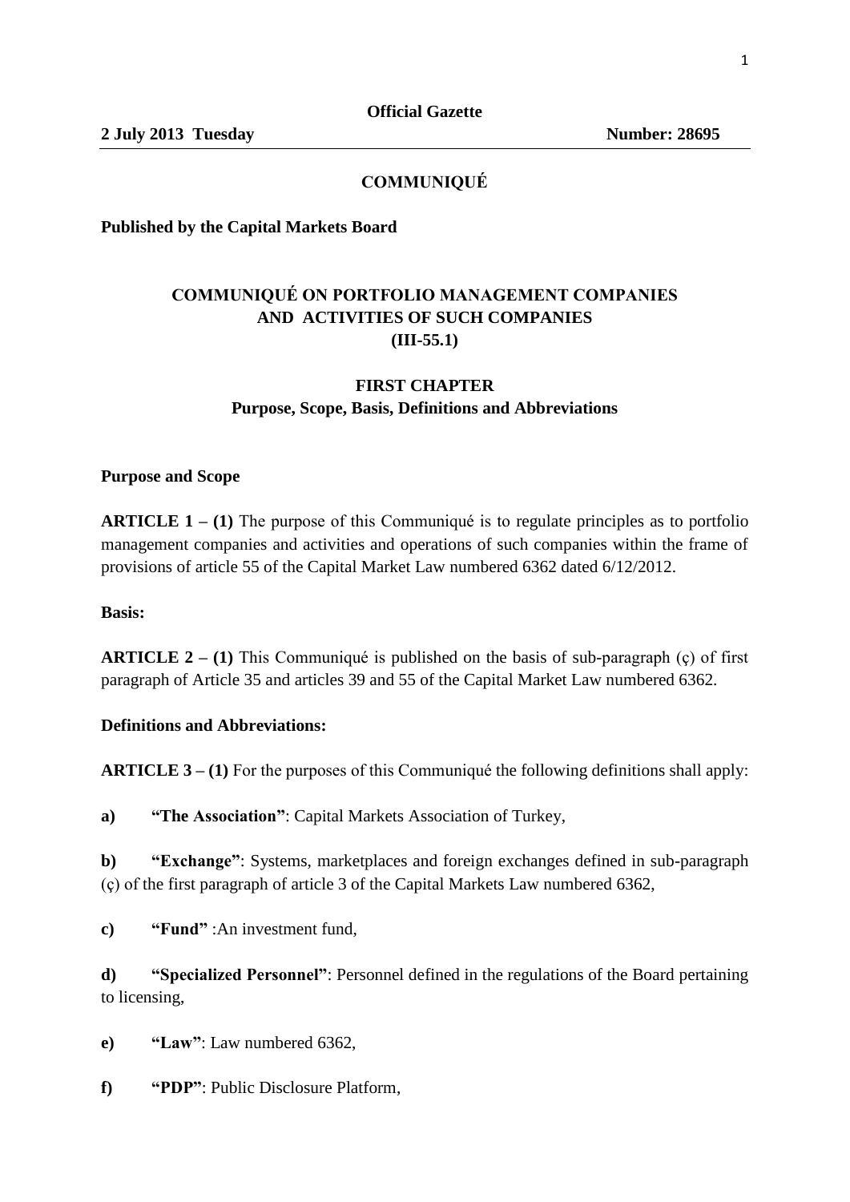**Official Gazette**

**2 July 2013 Tuesday** **Number: 28695**

**COMMUNIQUÉ**

**Published by the Capital Markets Board**

# COMMUNIQUÉ ON PORTFOLIO MANAGEMENT COMPANIES AND ACTIVITIES OF SUCH COMPANIES (III-55.1)

## FIRST CHAPTER
## Purpose, Scope, Basis, Definitions and Abbreviations

### Purpose and Scope

**ARTICLE 1 – (1)** The purpose of this Communiqué is to regulate principles as to portfolio management companies and activities and operations of such companies within the frame of provisions of article 55 of the Capital Market Law numbered 6362 dated 6/12/2012.

### Basis:

**ARTICLE 2 – (1)** This Communiqué is published on the basis of sub-paragraph (ç) of first paragraph of Article 35 and articles 39 and 55 of the Capital Market Law numbered 6362.

### Definitions and Abbreviations:

**ARTICLE 3 – (1)** For the purposes of this Communiqué the following definitions shall apply:

**a)** **"The Association"**: Capital Markets Association of Turkey,

**b)** **"Exchange"**: Systems, marketplaces and foreign exchanges defined in sub-paragraph (ç) of the first paragraph of article 3 of the Capital Markets Law numbered 6362,

**c)** **"Fund"** :An investment fund,

**d)** **"Specialized Personnel"**: Personnel defined in the regulations of the Board pertaining to licensing,

**e)** **"Law"**: Law numbered 6362,

**f)** **"PDP"**: Public Disclosure Platform,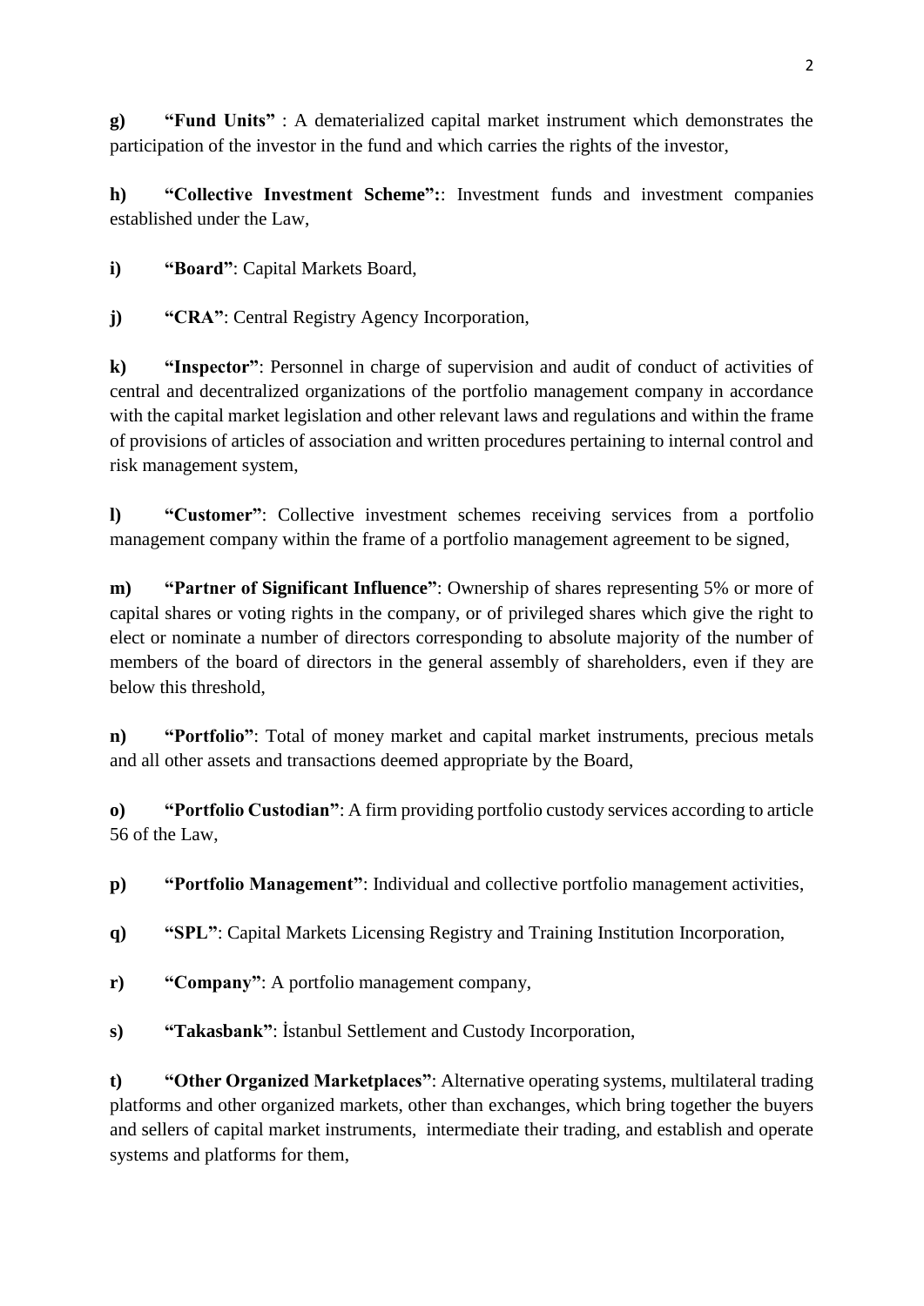**g)** **"Fund Units"** : A dematerialized capital market instrument which demonstrates the participation of the investor in the fund and which carries the rights of the investor,

**h)** **"Collective Investment Scheme":**: Investment funds and investment companies established under the Law,

**i)** **"Board"**: Capital Markets Board,

**j)** **"CRA"**: Central Registry Agency Incorporation,

**k)** **"Inspector"**: Personnel in charge of supervision and audit of conduct of activities of central and decentralized organizations of the portfolio management company in accordance with the capital market legislation and other relevant laws and regulations and within the frame of provisions of articles of association and written procedures pertaining to internal control and risk management system,

**l)** **"Customer"**: Collective investment schemes receiving services from a portfolio management company within the frame of a portfolio management agreement to be signed,

**m)** **"Partner of Significant Influence"**: Ownership of shares representing 5% or more of capital shares or voting rights in the company, or of privileged shares which give the right to elect or nominate a number of directors corresponding to absolute majority of the number of members of the board of directors in the general assembly of shareholders, even if they are below this threshold,

**n)** **"Portfolio"**: Total of money market and capital market instruments, precious metals and all other assets and transactions deemed appropriate by the Board,

**o)** **"Portfolio Custodian"**: A firm providing portfolio custody services according to article 56 of the Law,

**p)** **"Portfolio Management"**: Individual and collective portfolio management activities,

**q)** **"SPL"**: Capital Markets Licensing Registry and Training Institution Incorporation,

**r)** **"Company"**: A portfolio management company,

**s)** **"Takasbank"**: İstanbul Settlement and Custody Incorporation,

**t)** **"Other Organized Marketplaces"**: Alternative operating systems, multilateral trading platforms and other organized markets, other than exchanges, which bring together the buyers and sellers of capital market instruments, intermediate their trading, and establish and operate systems and platforms for them,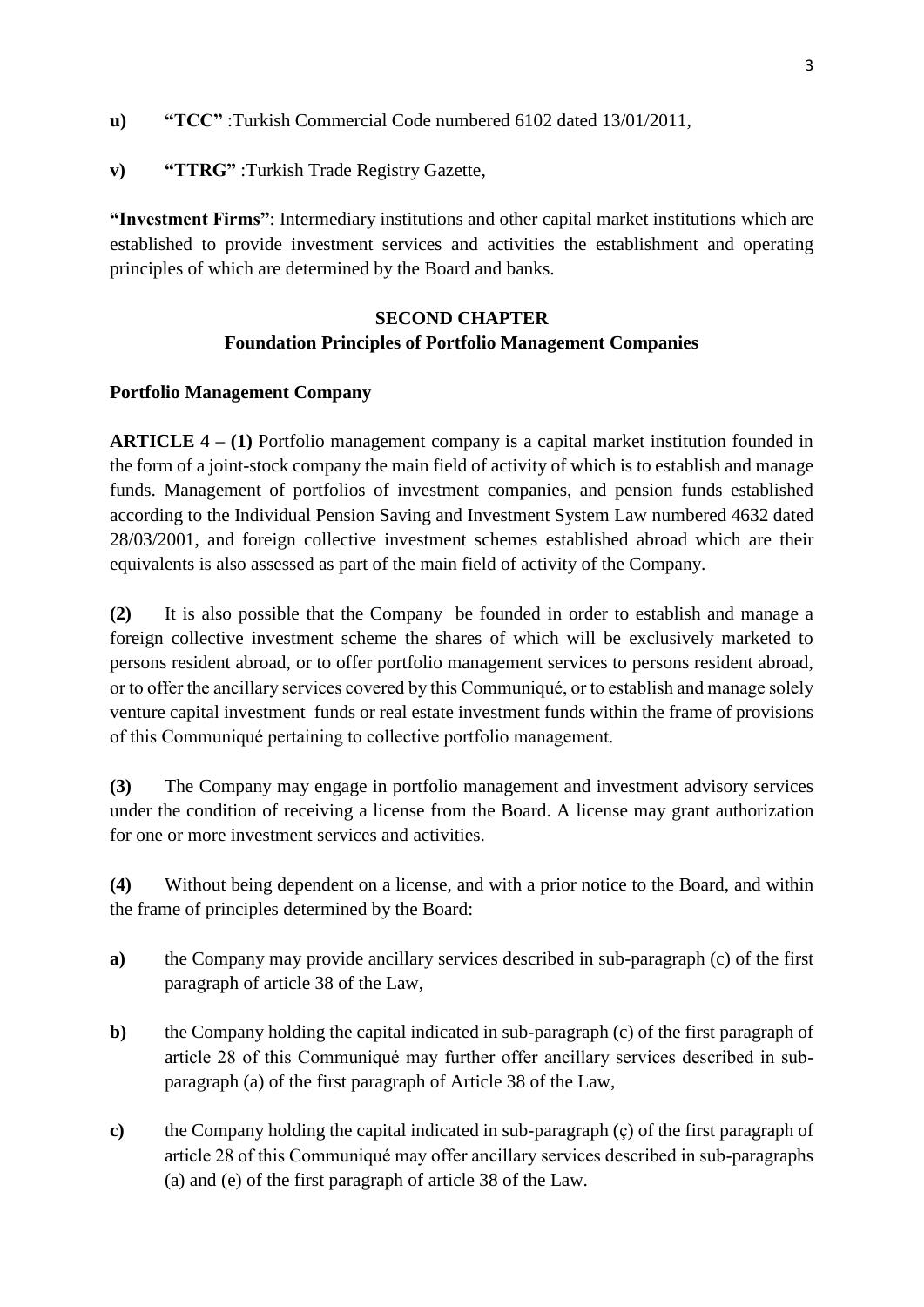**u)** **"TCC"** :Turkish Commercial Code numbered 6102 dated 13/01/2011,

**v)** **"TTRG"** :Turkish Trade Registry Gazette,

**"Investment Firms"**: Intermediary institutions and other capital market institutions which are established to provide investment services and activities the establishment and operating principles of which are determined by the Board and banks.

## SECOND CHAPTER
## Foundation Principles of Portfolio Management Companies

**Portfolio Management Company**

**ARTICLE 4 – (1)** Portfolio management company is a capital market institution founded in the form of a joint-stock company the main field of activity of which is to establish and manage funds. Management of portfolios of investment companies, and pension funds established according to the Individual Pension Saving and Investment System Law numbered 4632 dated 28/03/2001, and foreign collective investment schemes established abroad which are their equivalents is also assessed as part of the main field of activity of the Company.

**(2)** It is also possible that the Company be founded in order to establish and manage a foreign collective investment scheme the shares of which will be exclusively marketed to persons resident abroad, or to offer portfolio management services to persons resident abroad, or to offer the ancillary services covered by this Communiqué, or to establish and manage solely venture capital investment funds or real estate investment funds within the frame of provisions of this Communiqué pertaining to collective portfolio management.

**(3)** The Company may engage in portfolio management and investment advisory services under the condition of receiving a license from the Board. A license may grant authorization for one or more investment services and activities.

**(4)** Without being dependent on a license, and with a prior notice to the Board, and within the frame of principles determined by the Board:

**a)** the Company may provide ancillary services described in sub-paragraph (c) of the first paragraph of article 38 of the Law,

**b)** the Company holding the capital indicated in sub-paragraph (c) of the first paragraph of article 28 of this Communiqué may further offer ancillary services described in sub-paragraph (a) of the first paragraph of Article 38 of the Law,

**c)** the Company holding the capital indicated in sub-paragraph (ç) of the first paragraph of article 28 of this Communiqué may offer ancillary services described in sub-paragraphs (a) and (e) of the first paragraph of article 38 of the Law.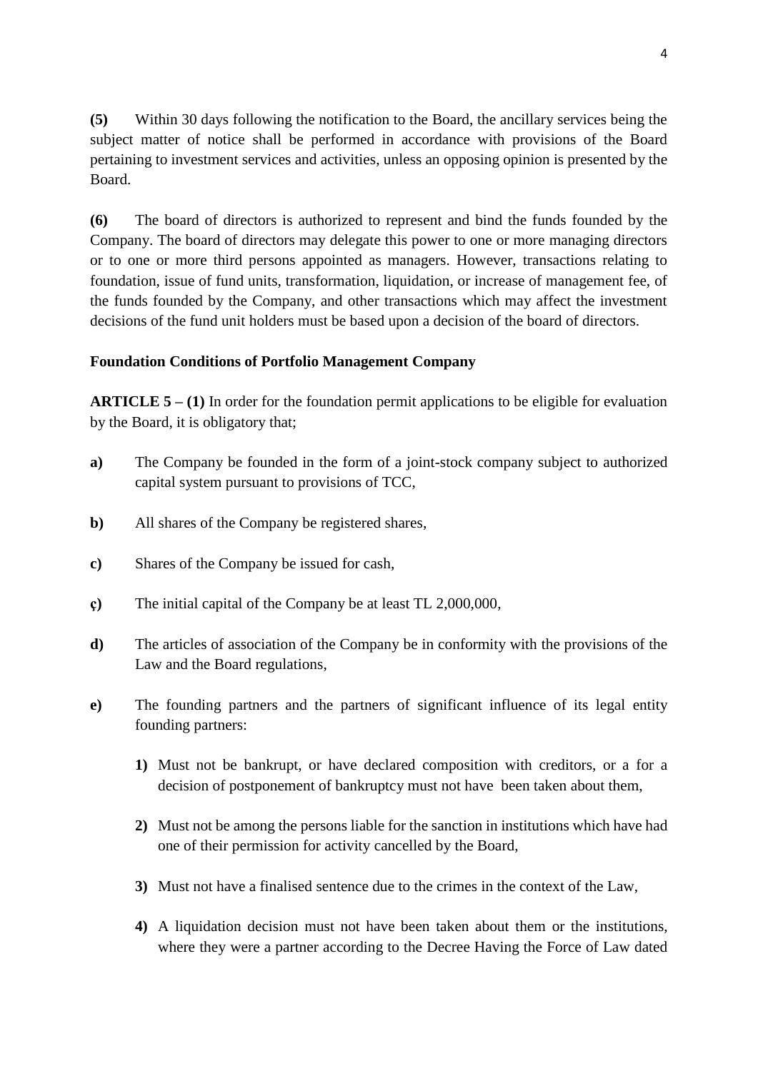**(5)** Within 30 days following the notification to the Board, the ancillary services being the subject matter of notice shall be performed in accordance with provisions of the Board pertaining to investment services and activities, unless an opposing opinion is presented by the Board.

**(6)** The board of directors is authorized to represent and bind the funds founded by the Company. The board of directors may delegate this power to one or more managing directors or to one or more third persons appointed as managers. However, transactions relating to foundation, issue of fund units, transformation, liquidation, or increase of management fee, of the funds founded by the Company, and other transactions which may affect the investment decisions of the fund unit holders must be based upon a decision of the board of directors.

**Foundation Conditions of Portfolio Management Company**

**ARTICLE 5 – (1)** In order for the foundation permit applications to be eligible for evaluation by the Board, it is obligatory that;

**a)** The Company be founded in the form of a joint-stock company subject to authorized capital system pursuant to provisions of TCC,

**b)** All shares of the Company be registered shares,

**c)** Shares of the Company be issued for cash,

**ç)** The initial capital of the Company be at least TL 2,000,000,

**d)** The articles of association of the Company be in conformity with the provisions of the Law and the Board regulations,

**e)** The founding partners and the partners of significant influence of its legal entity founding partners:

**1)** Must not be bankrupt, or have declared composition with creditors, or a for a decision of postponement of bankruptcy must not have been taken about them,

**2)** Must not be among the persons liable for the sanction in institutions which have had one of their permission for activity cancelled by the Board,

**3)** Must not have a finalised sentence due to the crimes in the context of the Law,

**4)** A liquidation decision must not have been taken about them or the institutions, where they were a partner according to the Decree Having the Force of Law dated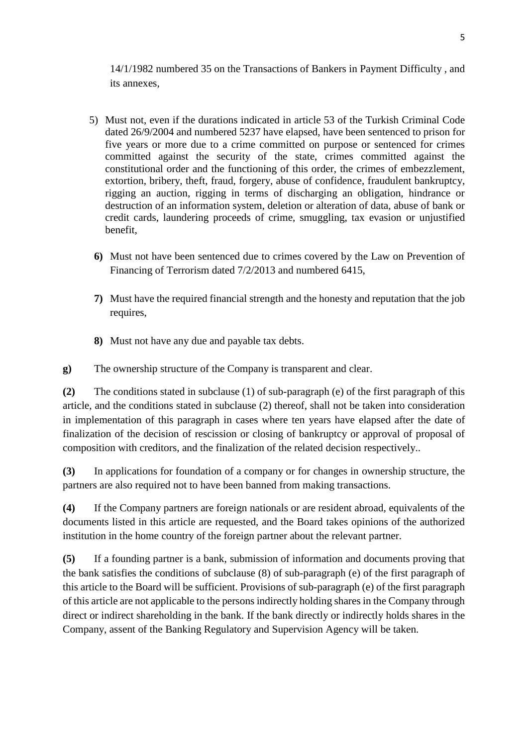14/1/1982 numbered 35 on the Transactions of Bankers in Payment Difficulty , and its annexes,

5) Must not, even if the durations indicated in article 53 of the Turkish Criminal Code dated 26/9/2004 and numbered 5237 have elapsed, have been sentenced to prison for five years or more due to a crime committed on purpose or sentenced for crimes committed against the security of the state, crimes committed against the constitutional order and the functioning of this order, the crimes of embezzlement, extortion, bribery, theft, fraud, forgery, abuse of confidence, fraudulent bankruptcy, rigging an auction, rigging in terms of discharging an obligation, hindrance or destruction of an information system, deletion or alteration of data, abuse of bank or credit cards, laundering proceeds of crime, smuggling, tax evasion or unjustified benefit,

**6)** Must not have been sentenced due to crimes covered by the Law on Prevention of Financing of Terrorism dated 7/2/2013 and numbered 6415,

**7)** Must have the required financial strength and the honesty and reputation that the job requires,

**8)** Must not have any due and payable tax debts.

**g)** The ownership structure of the Company is transparent and clear.

**(2)** The conditions stated in subclause (1) of sub-paragraph (e) of the first paragraph of this article, and the conditions stated in subclause (2) thereof, shall not be taken into consideration in implementation of this paragraph in cases where ten years have elapsed after the date of finalization of the decision of rescission or closing of bankruptcy or approval of proposal of composition with creditors, and the finalization of the related decision respectively..

**(3)** In applications for foundation of a company or for changes in ownership structure, the partners are also required not to have been banned from making transactions.

**(4)** If the Company partners are foreign nationals or are resident abroad, equivalents of the documents listed in this article are requested, and the Board takes opinions of the authorized institution in the home country of the foreign partner about the relevant partner.

**(5)** If a founding partner is a bank, submission of information and documents proving that the bank satisfies the conditions of subclause (8) of sub-paragraph (e) of the first paragraph of this article to the Board will be sufficient. Provisions of sub-paragraph (e) of the first paragraph of this article are not applicable to the persons indirectly holding shares in the Company through direct or indirect shareholding in the bank. If the bank directly or indirectly holds shares in the Company, assent of the Banking Regulatory and Supervision Agency will be taken.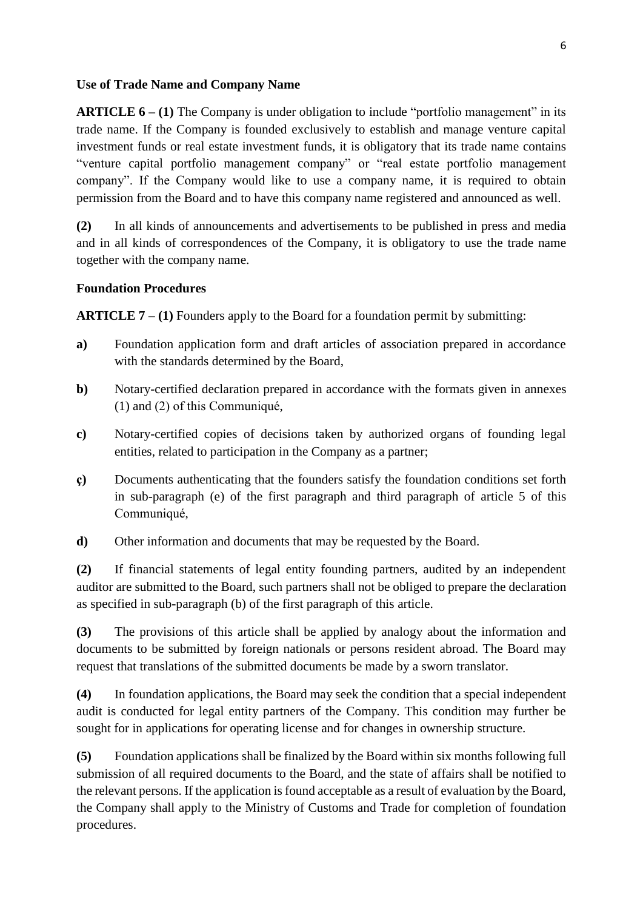### Use of Trade Name and Company Name

**ARTICLE 6 – (1)** The Company is under obligation to include "portfolio management" in its trade name. If the Company is founded exclusively to establish and manage venture capital investment funds or real estate investment funds, it is obligatory that its trade name contains "venture capital portfolio management company" or "real estate portfolio management company". If the Company would like to use a company name, it is required to obtain permission from the Board and to have this company name registered and announced as well.

**(2)** In all kinds of announcements and advertisements to be published in press and media and in all kinds of correspondences of the Company, it is obligatory to use the trade name together with the company name.

### Foundation Procedures

**ARTICLE 7 – (1)** Founders apply to the Board for a foundation permit by submitting:

**a)** Foundation application form and draft articles of association prepared in accordance with the standards determined by the Board,

**b)** Notary-certified declaration prepared in accordance with the formats given in annexes (1) and (2) of this Communiqué,

**c)** Notary-certified copies of decisions taken by authorized organs of founding legal entities, related to participation in the Company as a partner;

**ç)** Documents authenticating that the founders satisfy the foundation conditions set forth in sub-paragraph (e) of the first paragraph and third paragraph of article 5 of this Communiqué,

**d)** Other information and documents that may be requested by the Board.

**(2)** If financial statements of legal entity founding partners, audited by an independent auditor are submitted to the Board, such partners shall not be obliged to prepare the declaration as specified in sub-paragraph (b) of the first paragraph of this article.

**(3)** The provisions of this article shall be applied by analogy about the information and documents to be submitted by foreign nationals or persons resident abroad. The Board may request that translations of the submitted documents be made by a sworn translator.

**(4)** In foundation applications, the Board may seek the condition that a special independent audit is conducted for legal entity partners of the Company. This condition may further be sought for in applications for operating license and for changes in ownership structure.

**(5)** Foundation applications shall be finalized by the Board within six months following full submission of all required documents to the Board, and the state of affairs shall be notified to the relevant persons. If the application is found acceptable as a result of evaluation by the Board, the Company shall apply to the Ministry of Customs and Trade for completion of foundation procedures.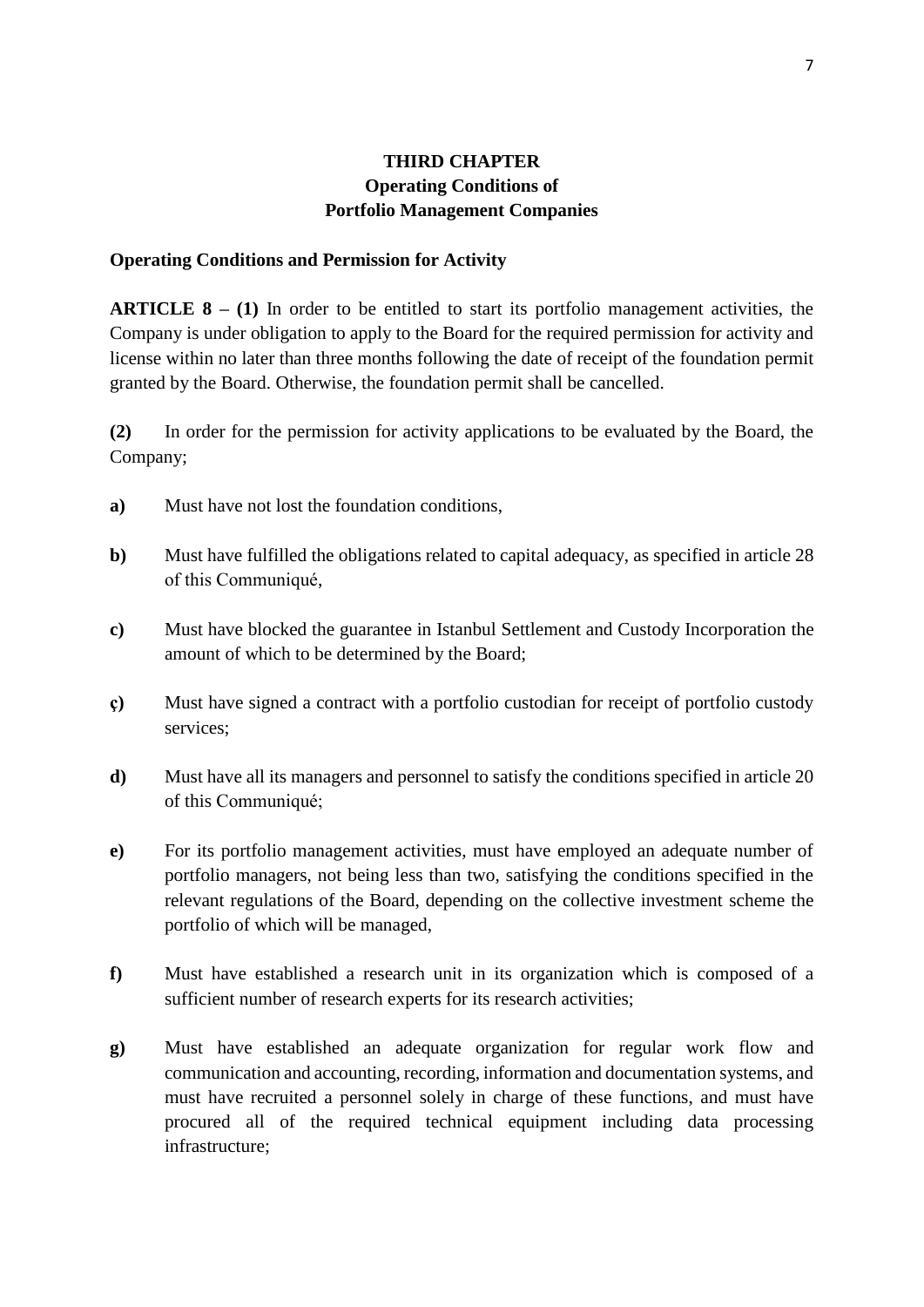## THIRD CHAPTER
## Operating Conditions of Portfolio Management Companies

**Operating Conditions and Permission for Activity**

**ARTICLE 8 – (1)** In order to be entitled to start its portfolio management activities, the Company is under obligation to apply to the Board for the required permission for activity and license within no later than three months following the date of receipt of the foundation permit granted by the Board. Otherwise, the foundation permit shall be cancelled.

**(2)** In order for the permission for activity applications to be evaluated by the Board, the Company;

**a)** Must have not lost the foundation conditions,

**b)** Must have fulfilled the obligations related to capital adequacy, as specified in article 28 of this Communiqué,

**c)** Must have blocked the guarantee in Istanbul Settlement and Custody Incorporation the amount of which to be determined by the Board;

**ç)** Must have signed a contract with a portfolio custodian for receipt of portfolio custody services;

**d)** Must have all its managers and personnel to satisfy the conditions specified in article 20 of this Communiqué;

**e)** For its portfolio management activities, must have employed an adequate number of portfolio managers, not being less than two, satisfying the conditions specified in the relevant regulations of the Board, depending on the collective investment scheme the portfolio of which will be managed,

**f)** Must have established a research unit in its organization which is composed of a sufficient number of research experts for its research activities;

**g)** Must have established an adequate organization for regular work flow and communication and accounting, recording, information and documentation systems, and must have recruited a personnel solely in charge of these functions, and must have procured all of the required technical equipment including data processing infrastructure;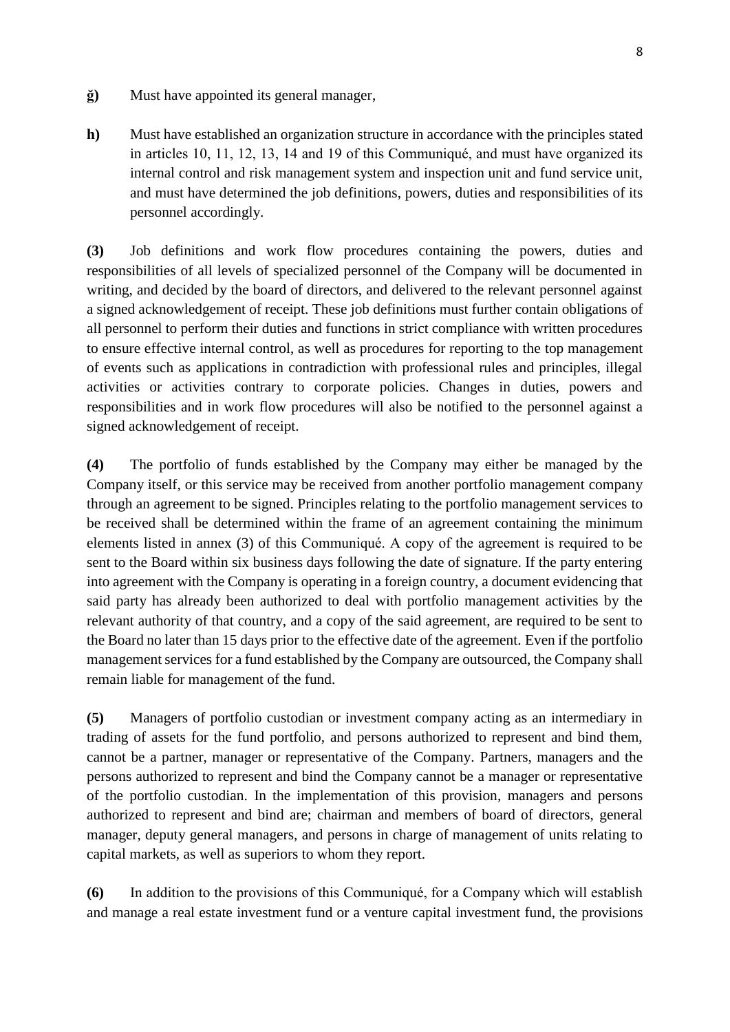**ğ)** Must have appointed its general manager,

**h)** Must have established an organization structure in accordance with the principles stated in articles 10, 11, 12, 13, 14 and 19 of this Communiqué, and must have organized its internal control and risk management system and inspection unit and fund service unit, and must have determined the job definitions, powers, duties and responsibilities of its personnel accordingly.

**(3)** Job definitions and work flow procedures containing the powers, duties and responsibilities of all levels of specialized personnel of the Company will be documented in writing, and decided by the board of directors, and delivered to the relevant personnel against a signed acknowledgement of receipt. These job definitions must further contain obligations of all personnel to perform their duties and functions in strict compliance with written procedures to ensure effective internal control, as well as procedures for reporting to the top management of events such as applications in contradiction with professional rules and principles, illegal activities or activities contrary to corporate policies. Changes in duties, powers and responsibilities and in work flow procedures will also be notified to the personnel against a signed acknowledgement of receipt.

**(4)** The portfolio of funds established by the Company may either be managed by the Company itself, or this service may be received from another portfolio management company through an agreement to be signed. Principles relating to the portfolio management services to be received shall be determined within the frame of an agreement containing the minimum elements listed in annex (3) of this Communiqué. A copy of the agreement is required to be sent to the Board within six business days following the date of signature. If the party entering into agreement with the Company is operating in a foreign country, a document evidencing that said party has already been authorized to deal with portfolio management activities by the relevant authority of that country, and a copy of the said agreement, are required to be sent to the Board no later than 15 days prior to the effective date of the agreement. Even if the portfolio management services for a fund established by the Company are outsourced, the Company shall remain liable for management of the fund.

**(5)** Managers of portfolio custodian or investment company acting as an intermediary in trading of assets for the fund portfolio, and persons authorized to represent and bind them, cannot be a partner, manager or representative of the Company. Partners, managers and the persons authorized to represent and bind the Company cannot be a manager or representative of the portfolio custodian. In the implementation of this provision, managers and persons authorized to represent and bind are; chairman and members of board of directors, general manager, deputy general managers, and persons in charge of management of units relating to capital markets, as well as superiors to whom they report.

**(6)** In addition to the provisions of this Communiqué, for a Company which will establish and manage a real estate investment fund or a venture capital investment fund, the provisions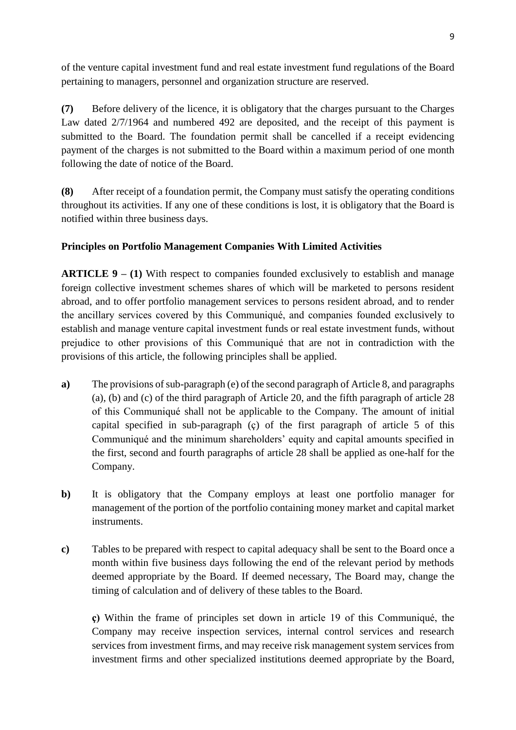of the venture capital investment fund and real estate investment fund regulations of the Board pertaining to managers, personnel and organization structure are reserved.

**(7)** Before delivery of the licence, it is obligatory that the charges pursuant to the Charges Law dated 2/7/1964 and numbered 492 are deposited, and the receipt of this payment is submitted to the Board. The foundation permit shall be cancelled if a receipt evidencing payment of the charges is not submitted to the Board within a maximum period of one month following the date of notice of the Board.

**(8)** After receipt of a foundation permit, the Company must satisfy the operating conditions throughout its activities. If any one of these conditions is lost, it is obligatory that the Board is notified within three business days.

**Principles on Portfolio Management Companies With Limited Activities**

**ARTICLE 9 – (1)** With respect to companies founded exclusively to establish and manage foreign collective investment schemes shares of which will be marketed to persons resident abroad, and to offer portfolio management services to persons resident abroad, and to render the ancillary services covered by this Communiqué, and companies founded exclusively to establish and manage venture capital investment funds or real estate investment funds, without prejudice to other provisions of this Communiqué that are not in contradiction with the provisions of this article, the following principles shall be applied.

**a)** The provisions of sub-paragraph (e) of the second paragraph of Article 8, and paragraphs (a), (b) and (c) of the third paragraph of Article 20, and the fifth paragraph of article 28 of this Communiqué shall not be applicable to the Company. The amount of initial capital specified in sub-paragraph (ç) of the first paragraph of article 5 of this Communiqué and the minimum shareholders' equity and capital amounts specified in the first, second and fourth paragraphs of article 28 shall be applied as one-half for the Company.

**b)** It is obligatory that the Company employs at least one portfolio manager for management of the portion of the portfolio containing money market and capital market instruments.

**c)** Tables to be prepared with respect to capital adequacy shall be sent to the Board once a month within five business days following the end of the relevant period by methods deemed appropriate by the Board. If deemed necessary, The Board may, change the timing of calculation and of delivery of these tables to the Board.

**ç)** Within the frame of principles set down in article 19 of this Communiqué, the Company may receive inspection services, internal control services and research services from investment firms, and may receive risk management system services from investment firms and other specialized institutions deemed appropriate by the Board,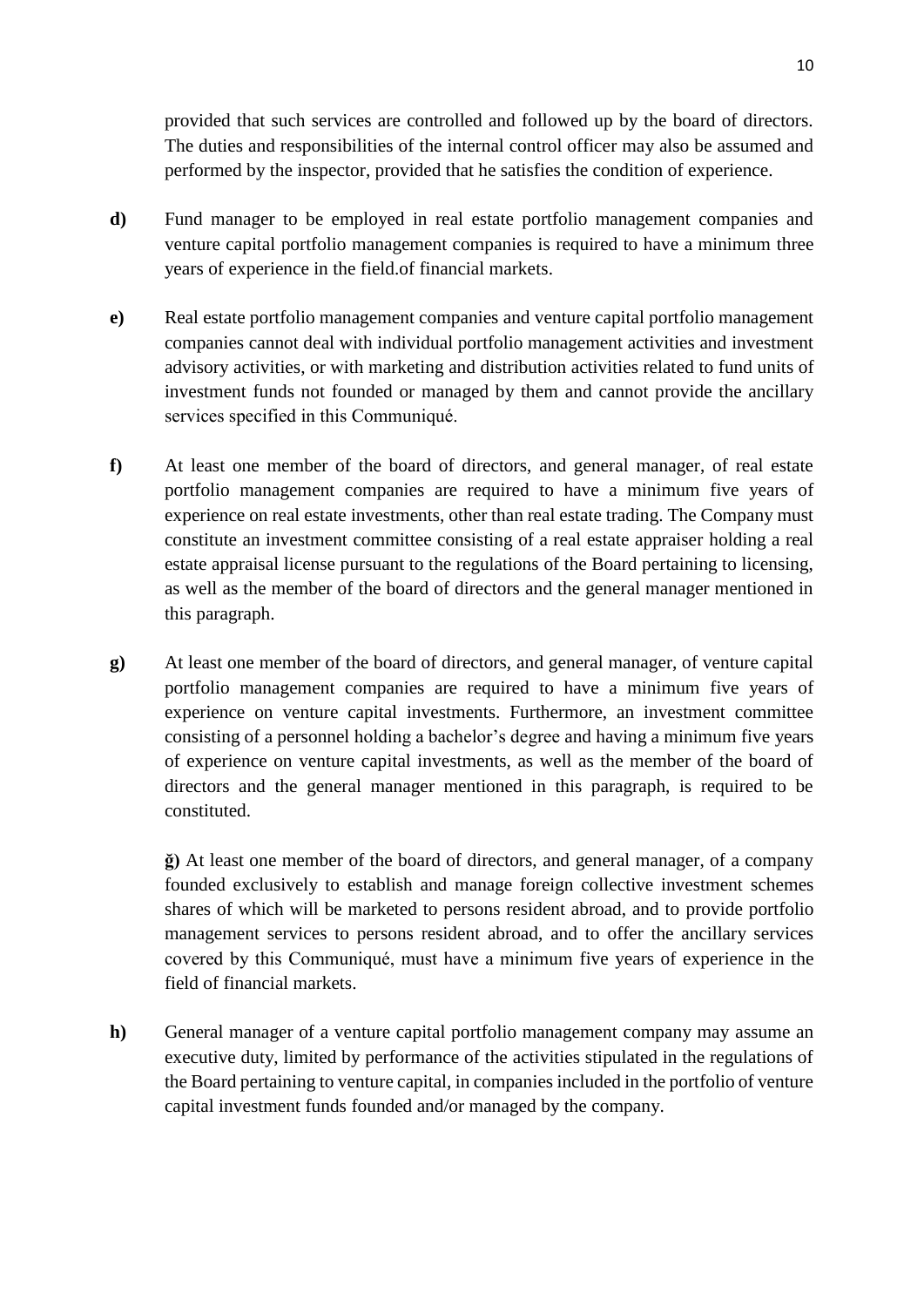provided that such services are controlled and followed up by the board of directors. The duties and responsibilities of the internal control officer may also be assumed and performed by the inspector, provided that he satisfies the condition of experience.

**d)** Fund manager to be employed in real estate portfolio management companies and venture capital portfolio management companies is required to have a minimum three years of experience in the field.of financial markets.

**e)** Real estate portfolio management companies and venture capital portfolio management companies cannot deal with individual portfolio management activities and investment advisory activities, or with marketing and distribution activities related to fund units of investment funds not founded or managed by them and cannot provide the ancillary services specified in this Communiqué.

**f)** At least one member of the board of directors, and general manager, of real estate portfolio management companies are required to have a minimum five years of experience on real estate investments, other than real estate trading. The Company must constitute an investment committee consisting of a real estate appraiser holding a real estate appraisal license pursuant to the regulations of the Board pertaining to licensing, as well as the member of the board of directors and the general manager mentioned in this paragraph.

**g)** At least one member of the board of directors, and general manager, of venture capital portfolio management companies are required to have a minimum five years of experience on venture capital investments. Furthermore, an investment committee consisting of a personnel holding a bachelor's degree and having a minimum five years of experience on venture capital investments, as well as the member of the board of directors and the general manager mentioned in this paragraph, is required to be constituted.

**ğ)** At least one member of the board of directors, and general manager, of a company founded exclusively to establish and manage foreign collective investment schemes shares of which will be marketed to persons resident abroad, and to provide portfolio management services to persons resident abroad, and to offer the ancillary services covered by this Communiqué, must have a minimum five years of experience in the field of financial markets.

**h)** General manager of a venture capital portfolio management company may assume an executive duty, limited by performance of the activities stipulated in the regulations of the Board pertaining to venture capital, in companies included in the portfolio of venture capital investment funds founded and/or managed by the company.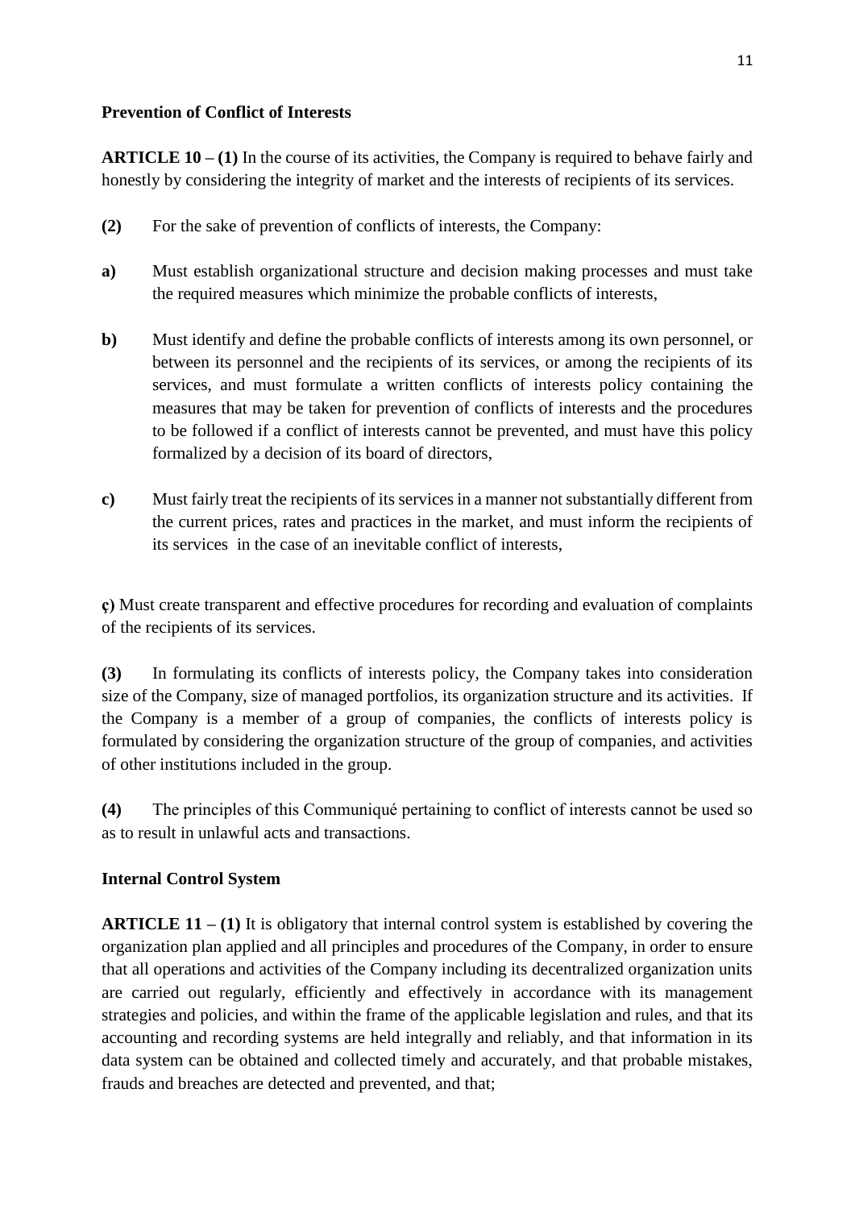**Prevention of Conflict of Interests**

**ARTICLE 10 – (1)** In the course of its activities, the Company is required to behave fairly and honestly by considering the integrity of market and the interests of recipients of its services.

**(2)** For the sake of prevention of conflicts of interests, the Company:

**a)** Must establish organizational structure and decision making processes and must take the required measures which minimize the probable conflicts of interests,

**b)** Must identify and define the probable conflicts of interests among its own personnel, or between its personnel and the recipients of its services, or among the recipients of its services, and must formulate a written conflicts of interests policy containing the measures that may be taken for prevention of conflicts of interests and the procedures to be followed if a conflict of interests cannot be prevented, and must have this policy formalized by a decision of its board of directors,

**c)** Must fairly treat the recipients of its services in a manner not substantially different from the current prices, rates and practices in the market, and must inform the recipients of its services in the case of an inevitable conflict of interests,

**ç)** Must create transparent and effective procedures for recording and evaluation of complaints of the recipients of its services.

**(3)** In formulating its conflicts of interests policy, the Company takes into consideration size of the Company, size of managed portfolios, its organization structure and its activities. If the Company is a member of a group of companies, the conflicts of interests policy is formulated by considering the organization structure of the group of companies, and activities of other institutions included in the group.

**(4)** The principles of this Communiqué pertaining to conflict of interests cannot be used so as to result in unlawful acts and transactions.

**Internal Control System**

**ARTICLE 11 – (1)** It is obligatory that internal control system is established by covering the organization plan applied and all principles and procedures of the Company, in order to ensure that all operations and activities of the Company including its decentralized organization units are carried out regularly, efficiently and effectively in accordance with its management strategies and policies, and within the frame of the applicable legislation and rules, and that its accounting and recording systems are held integrally and reliably, and that information in its data system can be obtained and collected timely and accurately, and that probable mistakes, frauds and breaches are detected and prevented, and that;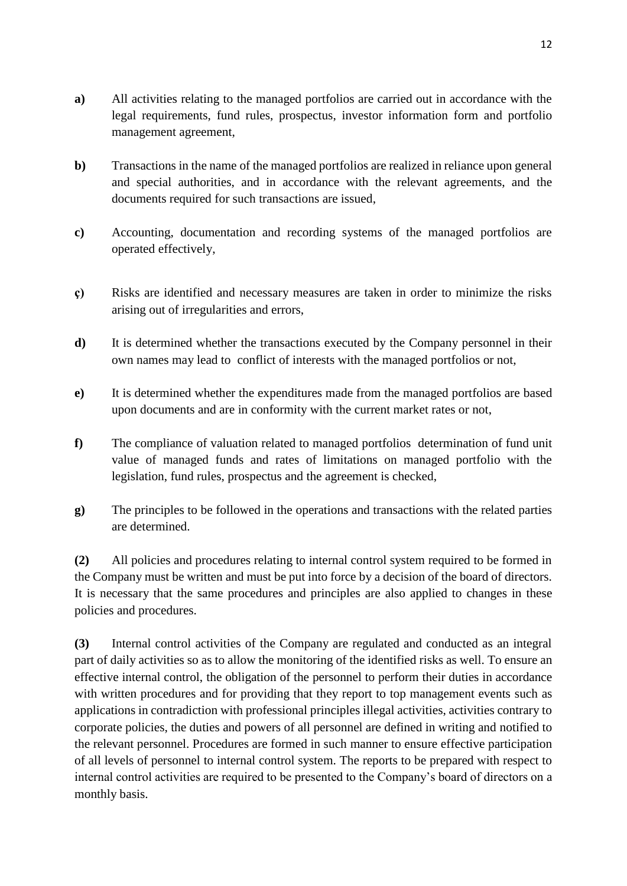**a)** All activities relating to the managed portfolios are carried out in accordance with the legal requirements, fund rules, prospectus, investor information form and portfolio management agreement,

**b)** Transactions in the name of the managed portfolios are realized in reliance upon general and special authorities, and in accordance with the relevant agreements, and the documents required for such transactions are issued,

**c)** Accounting, documentation and recording systems of the managed portfolios are operated effectively,

**ç)** Risks are identified and necessary measures are taken in order to minimize the risks arising out of irregularities and errors,

**d)** It is determined whether the transactions executed by the Company personnel in their own names may lead to conflict of interests with the managed portfolios or not,

**e)** It is determined whether the expenditures made from the managed portfolios are based upon documents and are in conformity with the current market rates or not,

**f)** The compliance of valuation related to managed portfolios determination of fund unit value of managed funds and rates of limitations on managed portfolio with the legislation, fund rules, prospectus and the agreement is checked,

**g)** The principles to be followed in the operations and transactions with the related parties are determined.

**(2)** All policies and procedures relating to internal control system required to be formed in the Company must be written and must be put into force by a decision of the board of directors. It is necessary that the same procedures and principles are also applied to changes in these policies and procedures.

**(3)** Internal control activities of the Company are regulated and conducted as an integral part of daily activities so as to allow the monitoring of the identified risks as well. To ensure an effective internal control, the obligation of the personnel to perform their duties in accordance with written procedures and for providing that they report to top management events such as applications in contradiction with professional principles illegal activities, activities contrary to corporate policies, the duties and powers of all personnel are defined in writing and notified to the relevant personnel. Procedures are formed in such manner to ensure effective participation of all levels of personnel to internal control system. The reports to be prepared with respect to internal control activities are required to be presented to the Company's board of directors on a monthly basis.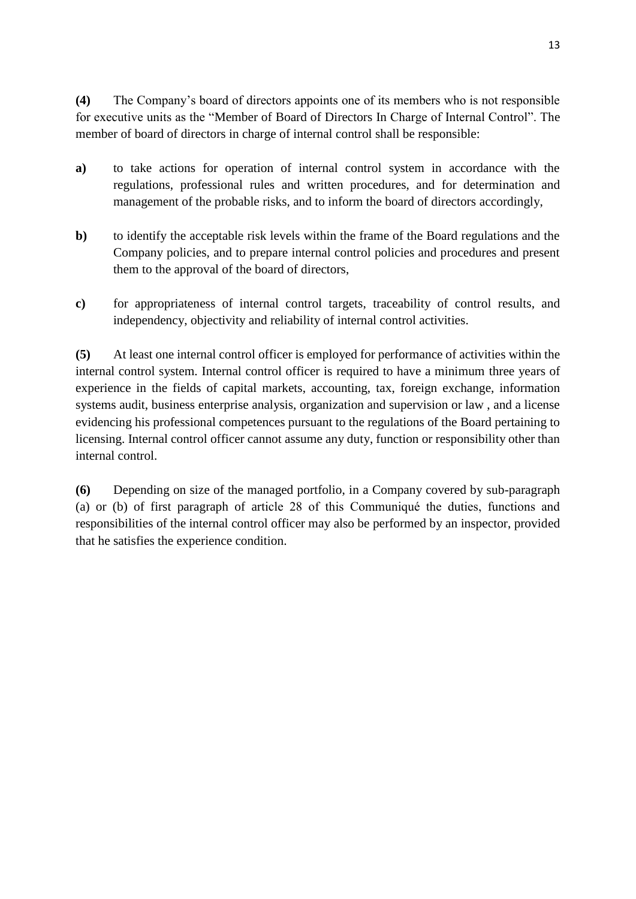**(4)** The Company's board of directors appoints one of its members who is not responsible for executive units as the "Member of Board of Directors In Charge of Internal Control". The member of board of directors in charge of internal control shall be responsible:

**a)** to take actions for operation of internal control system in accordance with the regulations, professional rules and written procedures, and for determination and management of the probable risks, and to inform the board of directors accordingly,

**b)** to identify the acceptable risk levels within the frame of the Board regulations and the Company policies, and to prepare internal control policies and procedures and present them to the approval of the board of directors,

**c)** for appropriateness of internal control targets, traceability of control results, and independency, objectivity and reliability of internal control activities.

**(5)** At least one internal control officer is employed for performance of activities within the internal control system. Internal control officer is required to have a minimum three years of experience in the fields of capital markets, accounting, tax, foreign exchange, information systems audit, business enterprise analysis, organization and supervision or law , and a license evidencing his professional competences pursuant to the regulations of the Board pertaining to licensing. Internal control officer cannot assume any duty, function or responsibility other than internal control.

**(6)** Depending on size of the managed portfolio, in a Company covered by sub-paragraph (a) or (b) of first paragraph of article 28 of this Communiqué the duties, functions and responsibilities of the internal control officer may also be performed by an inspector, provided that he satisfies the experience condition.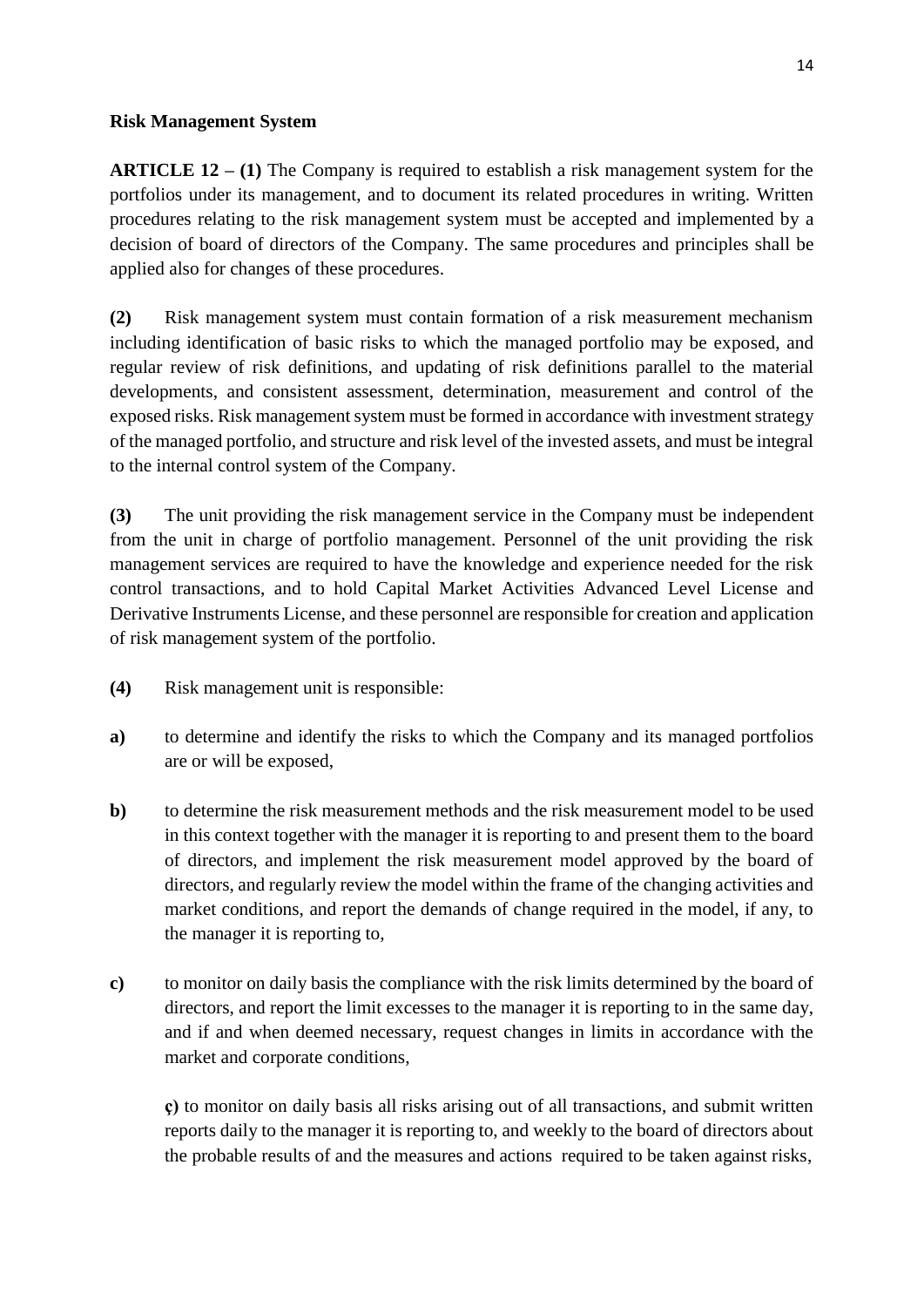**Risk Management System**

**ARTICLE 12 – (1)** The Company is required to establish a risk management system for the portfolios under its management, and to document its related procedures in writing. Written procedures relating to the risk management system must be accepted and implemented by a decision of board of directors of the Company. The same procedures and principles shall be applied also for changes of these procedures.

**(2)** Risk management system must contain formation of a risk measurement mechanism including identification of basic risks to which the managed portfolio may be exposed, and regular review of risk definitions, and updating of risk definitions parallel to the material developments, and consistent assessment, determination, measurement and control of the exposed risks. Risk management system must be formed in accordance with investment strategy of the managed portfolio, and structure and risk level of the invested assets, and must be integral to the internal control system of the Company.

**(3)** The unit providing the risk management service in the Company must be independent from the unit in charge of portfolio management. Personnel of the unit providing the risk management services are required to have the knowledge and experience needed for the risk control transactions, and to hold Capital Market Activities Advanced Level License and Derivative Instruments License, and these personnel are responsible for creation and application of risk management system of the portfolio.

**(4)** Risk management unit is responsible:

**a)** to determine and identify the risks to which the Company and its managed portfolios are or will be exposed,

**b)** to determine the risk measurement methods and the risk measurement model to be used in this context together with the manager it is reporting to and present them to the board of directors, and implement the risk measurement model approved by the board of directors, and regularly review the model within the frame of the changing activities and market conditions, and report the demands of change required in the model, if any, to the manager it is reporting to,

**c)** to monitor on daily basis the compliance with the risk limits determined by the board of directors, and report the limit excesses to the manager it is reporting to in the same day, and if and when deemed necessary, request changes in limits in accordance with the market and corporate conditions,

**ç)** to monitor on daily basis all risks arising out of all transactions, and submit written reports daily to the manager it is reporting to, and weekly to the board of directors about the probable results of and the measures and actions required to be taken against risks,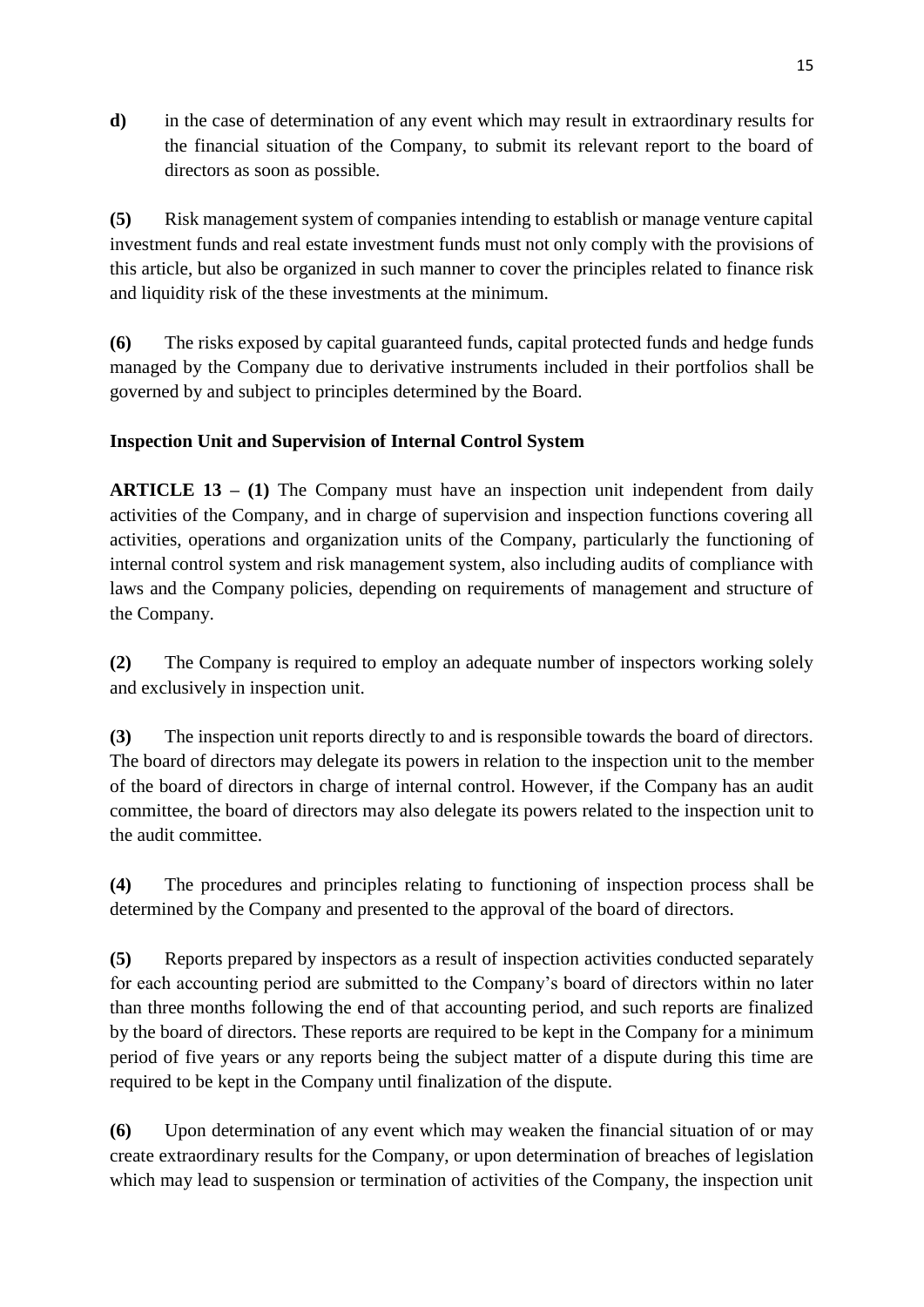**d)** in the case of determination of any event which may result in extraordinary results for the financial situation of the Company, to submit its relevant report to the board of directors as soon as possible.

**(5)** Risk management system of companies intending to establish or manage venture capital investment funds and real estate investment funds must not only comply with the provisions of this article, but also be organized in such manner to cover the principles related to finance risk and liquidity risk of the these investments at the minimum.

**(6)** The risks exposed by capital guaranteed funds, capital protected funds and hedge funds managed by the Company due to derivative instruments included in their portfolios shall be governed by and subject to principles determined by the Board.

**Inspection Unit and Supervision of Internal Control System**

**ARTICLE 13 – (1)** The Company must have an inspection unit independent from daily activities of the Company, and in charge of supervision and inspection functions covering all activities, operations and organization units of the Company, particularly the functioning of internal control system and risk management system, also including audits of compliance with laws and the Company policies, depending on requirements of management and structure of the Company.

**(2)** The Company is required to employ an adequate number of inspectors working solely and exclusively in inspection unit.

**(3)** The inspection unit reports directly to and is responsible towards the board of directors. The board of directors may delegate its powers in relation to the inspection unit to the member of the board of directors in charge of internal control. However, if the Company has an audit committee, the board of directors may also delegate its powers related to the inspection unit to the audit committee.

**(4)** The procedures and principles relating to functioning of inspection process shall be determined by the Company and presented to the approval of the board of directors.

**(5)** Reports prepared by inspectors as a result of inspection activities conducted separately for each accounting period are submitted to the Company's board of directors within no later than three months following the end of that accounting period, and such reports are finalized by the board of directors. These reports are required to be kept in the Company for a minimum period of five years or any reports being the subject matter of a dispute during this time are required to be kept in the Company until finalization of the dispute.

**(6)** Upon determination of any event which may weaken the financial situation of or may create extraordinary results for the Company, or upon determination of breaches of legislation which may lead to suspension or termination of activities of the Company, the inspection unit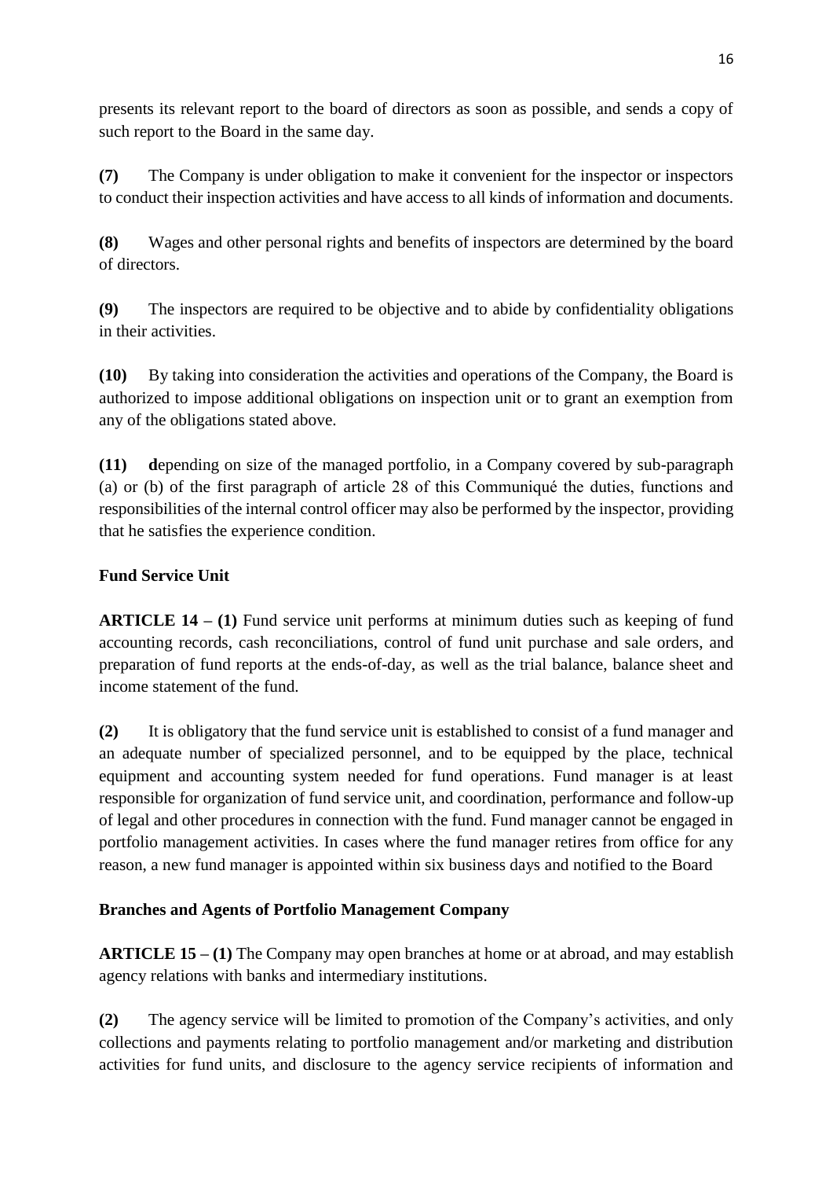presents its relevant report to the board of directors as soon as possible, and sends a copy of such report to the Board in the same day.

**(7)** The Company is under obligation to make it convenient for the inspector or inspectors to conduct their inspection activities and have access to all kinds of information and documents.

**(8)** Wages and other personal rights and benefits of inspectors are determined by the board of directors.

**(9)** The inspectors are required to be objective and to abide by confidentiality obligations in their activities.

**(10)** By taking into consideration the activities and operations of the Company, the Board is authorized to impose additional obligations on inspection unit or to grant an exemption from any of the obligations stated above.

**(11)** **d**epending on size of the managed portfolio, in a Company covered by sub-paragraph (a) or (b) of the first paragraph of article 28 of this Communiqué the duties, functions and responsibilities of the internal control officer may also be performed by the inspector, providing that he satisfies the experience condition.

**Fund Service Unit**

**ARTICLE 14 – (1)** Fund service unit performs at minimum duties such as keeping of fund accounting records, cash reconciliations, control of fund unit purchase and sale orders, and preparation of fund reports at the ends-of-day, as well as the trial balance, balance sheet and income statement of the fund.

**(2)** It is obligatory that the fund service unit is established to consist of a fund manager and an adequate number of specialized personnel, and to be equipped by the place, technical equipment and accounting system needed for fund operations. Fund manager is at least responsible for organization of fund service unit, and coordination, performance and follow-up of legal and other procedures in connection with the fund. Fund manager cannot be engaged in portfolio management activities. In cases where the fund manager retires from office for any reason, a new fund manager is appointed within six business days and notified to the Board

**Branches and Agents of Portfolio Management Company**

**ARTICLE 15 – (1)** The Company may open branches at home or at abroad, and may establish agency relations with banks and intermediary institutions.

**(2)** The agency service will be limited to promotion of the Company's activities, and only collections and payments relating to portfolio management and/or marketing and distribution activities for fund units, and disclosure to the agency service recipients of information and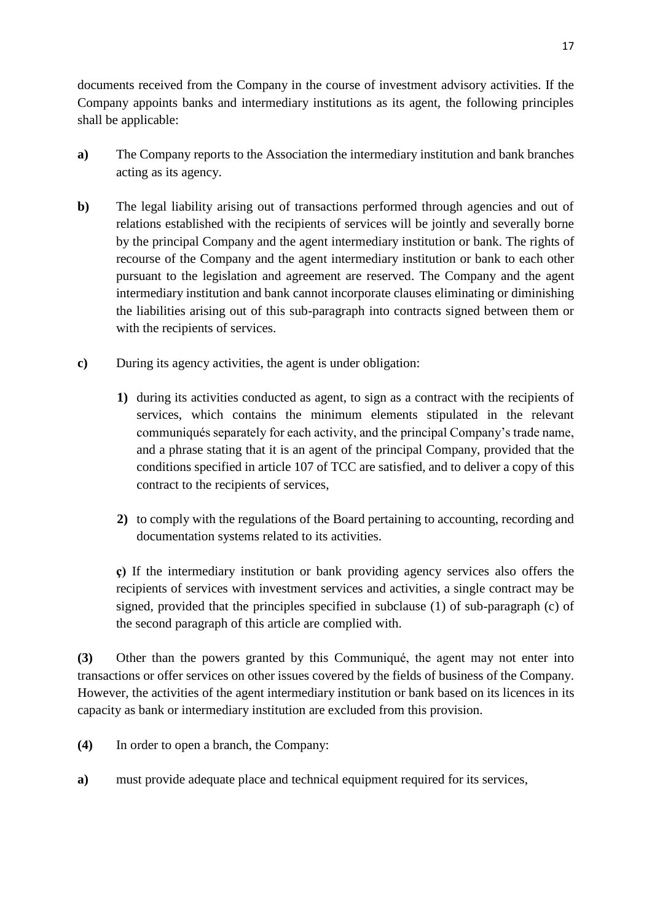documents received from the Company in the course of investment advisory activities. If the Company appoints banks and intermediary institutions as its agent, the following principles shall be applicable:

**a)** The Company reports to the Association the intermediary institution and bank branches acting as its agency.

**b)** The legal liability arising out of transactions performed through agencies and out of relations established with the recipients of services will be jointly and severally borne by the principal Company and the agent intermediary institution or bank. The rights of recourse of the Company and the agent intermediary institution or bank to each other pursuant to the legislation and agreement are reserved. The Company and the agent intermediary institution and bank cannot incorporate clauses eliminating or diminishing the liabilities arising out of this sub-paragraph into contracts signed between them or with the recipients of services.

**c)** During its agency activities, the agent is under obligation:

**1)** during its activities conducted as agent, to sign as a contract with the recipients of services, which contains the minimum elements stipulated in the relevant communiqués separately for each activity, and the principal Company's trade name, and a phrase stating that it is an agent of the principal Company, provided that the conditions specified in article 107 of TCC are satisfied, and to deliver a copy of this contract to the recipients of services,

**2)** to comply with the regulations of the Board pertaining to accounting, recording and documentation systems related to its activities.

**ç)** If the intermediary institution or bank providing agency services also offers the recipients of services with investment services and activities, a single contract may be signed, provided that the principles specified in subclause (1) of sub-paragraph (c) of the second paragraph of this article are complied with.

**(3)** Other than the powers granted by this Communiqué, the agent may not enter into transactions or offer services on other issues covered by the fields of business of the Company. However, the activities of the agent intermediary institution or bank based on its licences in its capacity as bank or intermediary institution are excluded from this provision.

**(4)** In order to open a branch, the Company:

**a)** must provide adequate place and technical equipment required for its services,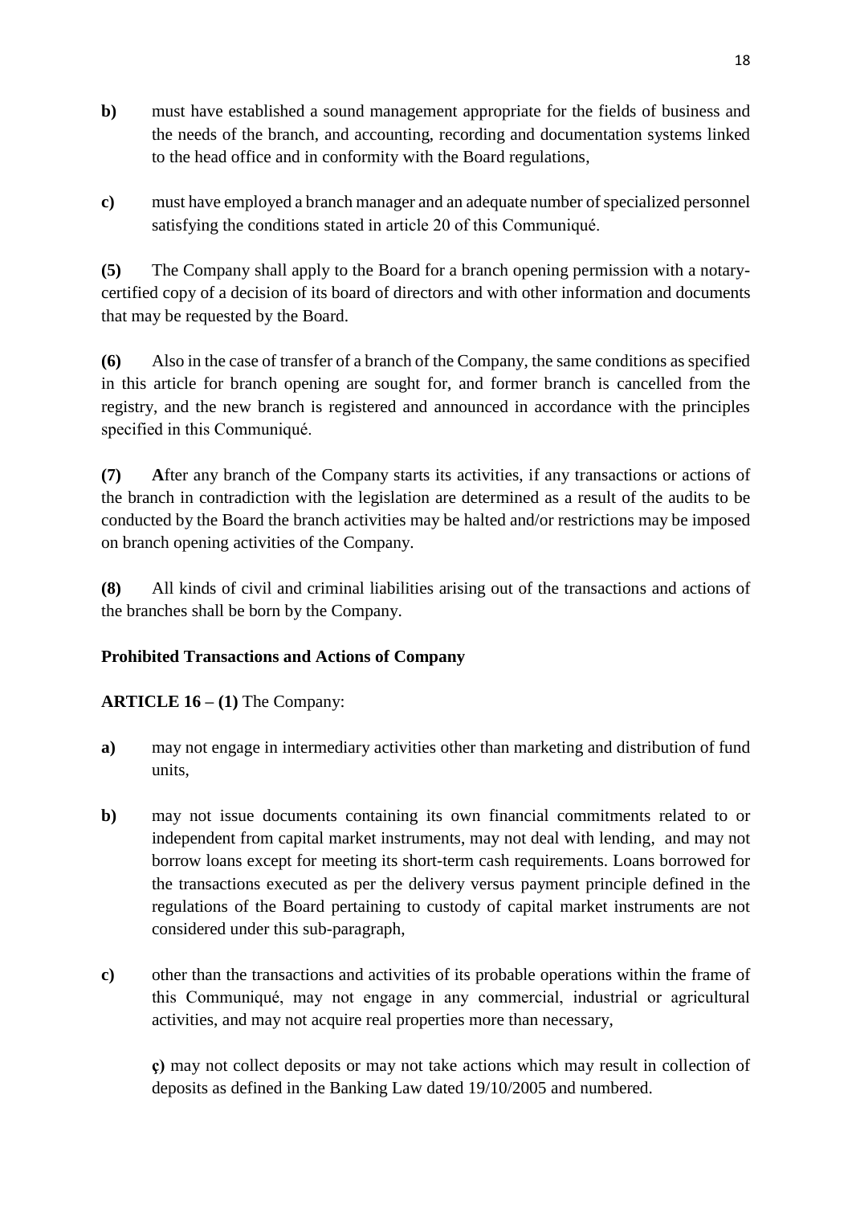**b)** must have established a sound management appropriate for the fields of business and the needs of the branch, and accounting, recording and documentation systems linked to the head office and in conformity with the Board regulations,

**c)** must have employed a branch manager and an adequate number of specialized personnel satisfying the conditions stated in article 20 of this Communiqué.

**(5)** The Company shall apply to the Board for a branch opening permission with a notary-certified copy of a decision of its board of directors and with other information and documents that may be requested by the Board.

**(6)** Also in the case of transfer of a branch of the Company, the same conditions as specified in this article for branch opening are sought for, and former branch is cancelled from the registry, and the new branch is registered and announced in accordance with the principles specified in this Communiqué.

**(7)** **A**fter any branch of the Company starts its activities, if any transactions or actions of the branch in contradiction with the legislation are determined as a result of the audits to be conducted by the Board the branch activities may be halted and/or restrictions may be imposed on branch opening activities of the Company.

**(8)** All kinds of civil and criminal liabilities arising out of the transactions and actions of the branches shall be born by the Company.

**Prohibited Transactions and Actions of Company**

**ARTICLE 16 – (1)** The Company:

**a)** may not engage in intermediary activities other than marketing and distribution of fund units,

**b)** may not issue documents containing its own financial commitments related to or independent from capital market instruments, may not deal with lending, and may not borrow loans except for meeting its short-term cash requirements. Loans borrowed for the transactions executed as per the delivery versus payment principle defined in the regulations of the Board pertaining to custody of capital market instruments are not considered under this sub-paragraph,

**c)** other than the transactions and activities of its probable operations within the frame of this Communiqué, may not engage in any commercial, industrial or agricultural activities, and may not acquire real properties more than necessary,

**ç)** may not collect deposits or may not take actions which may result in collection of deposits as defined in the Banking Law dated 19/10/2005 and numbered.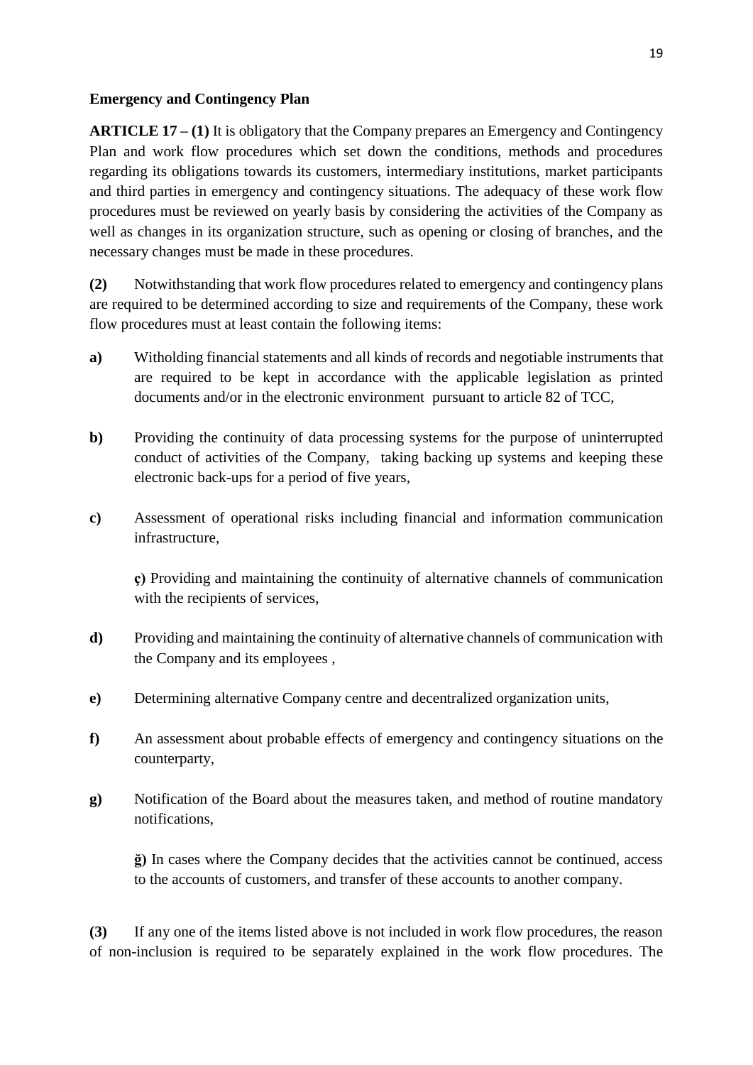**Emergency and Contingency Plan**

**ARTICLE 17 – (1)** It is obligatory that the Company prepares an Emergency and Contingency Plan and work flow procedures which set down the conditions, methods and procedures regarding its obligations towards its customers, intermediary institutions, market participants and third parties in emergency and contingency situations. The adequacy of these work flow procedures must be reviewed on yearly basis by considering the activities of the Company as well as changes in its organization structure, such as opening or closing of branches, and the necessary changes must be made in these procedures.

**(2)** Notwithstanding that work flow procedures related to emergency and contingency plans are required to be determined according to size and requirements of the Company, these work flow procedures must at least contain the following items:

**a)** Witholding financial statements and all kinds of records and negotiable instruments that are required to be kept in accordance with the applicable legislation as printed documents and/or in the electronic environment pursuant to article 82 of TCC,

**b)** Providing the continuity of data processing systems for the purpose of uninterrupted conduct of activities of the Company, taking backing up systems and keeping these electronic back-ups for a period of five years,

**c)** Assessment of operational risks including financial and information communication infrastructure,

**ç)** Providing and maintaining the continuity of alternative channels of communication with the recipients of services,

**d)** Providing and maintaining the continuity of alternative channels of communication with the Company and its employees ,

**e)** Determining alternative Company centre and decentralized organization units,

**f)** An assessment about probable effects of emergency and contingency situations on the counterparty,

**g)** Notification of the Board about the measures taken, and method of routine mandatory notifications,

**ğ)** In cases where the Company decides that the activities cannot be continued, access to the accounts of customers, and transfer of these accounts to another company.

**(3)** If any one of the items listed above is not included in work flow procedures, the reason of non-inclusion is required to be separately explained in the work flow procedures. The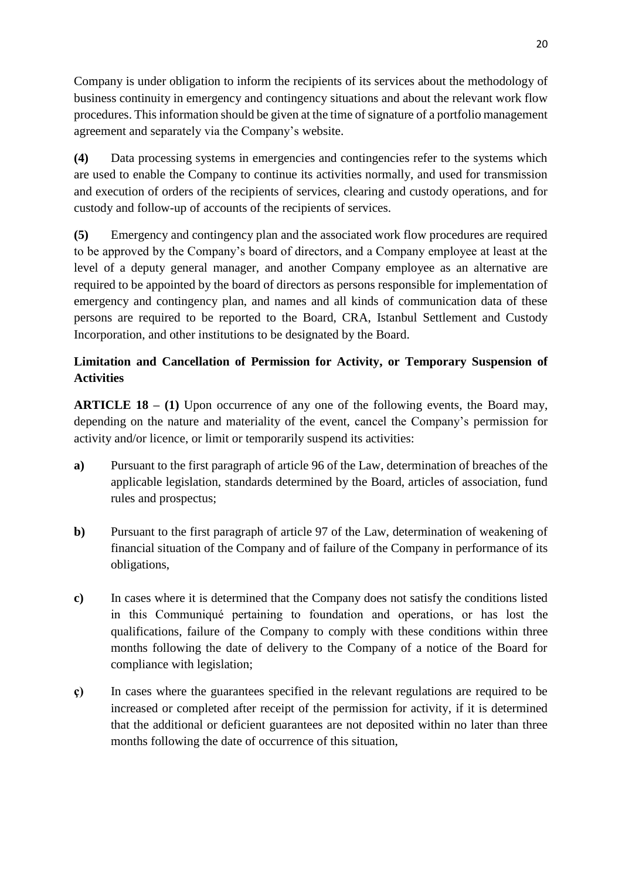Company is under obligation to inform the recipients of its services about the methodology of business continuity in emergency and contingency situations and about the relevant work flow procedures. This information should be given at the time of signature of a portfolio management agreement and separately via the Company's website.

**(4)** Data processing systems in emergencies and contingencies refer to the systems which are used to enable the Company to continue its activities normally, and used for transmission and execution of orders of the recipients of services, clearing and custody operations, and for custody and follow-up of accounts of the recipients of services.

**(5)** Emergency and contingency plan and the associated work flow procedures are required to be approved by the Company's board of directors, and a Company employee at least at the level of a deputy general manager, and another Company employee as an alternative are required to be appointed by the board of directors as persons responsible for implementation of emergency and contingency plan, and names and all kinds of communication data of these persons are required to be reported to the Board, CRA, Istanbul Settlement and Custody Incorporation, and other institutions to be designated by the Board.

**Limitation and Cancellation of Permission for Activity, or Temporary Suspension of Activities**

**ARTICLE 18 – (1)** Upon occurrence of any one of the following events, the Board may, depending on the nature and materiality of the event, cancel the Company's permission for activity and/or licence, or limit or temporarily suspend its activities:

**a)** Pursuant to the first paragraph of article 96 of the Law, determination of breaches of the applicable legislation, standards determined by the Board, articles of association, fund rules and prospectus;

**b)** Pursuant to the first paragraph of article 97 of the Law, determination of weakening of financial situation of the Company and of failure of the Company in performance of its obligations,

**c)** In cases where it is determined that the Company does not satisfy the conditions listed in this Communiqué pertaining to foundation and operations, or has lost the qualifications, failure of the Company to comply with these conditions within three months following the date of delivery to the Company of a notice of the Board for compliance with legislation;

**ç)** In cases where the guarantees specified in the relevant regulations are required to be increased or completed after receipt of the permission for activity, if it is determined that the additional or deficient guarantees are not deposited within no later than three months following the date of occurrence of this situation,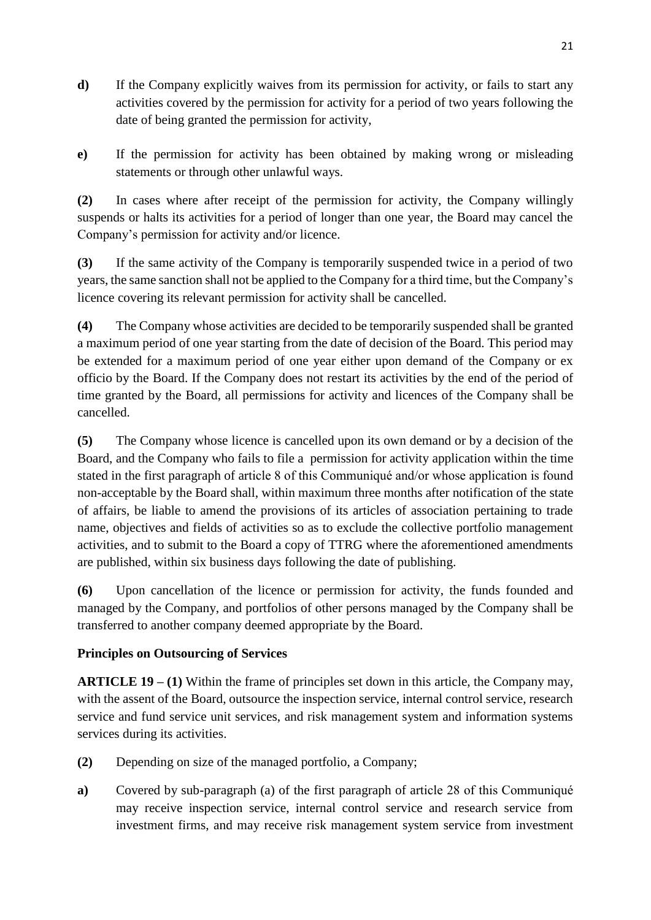**d)** If the Company explicitly waives from its permission for activity, or fails to start any activities covered by the permission for activity for a period of two years following the date of being granted the permission for activity,

**e)** If the permission for activity has been obtained by making wrong or misleading statements or through other unlawful ways.

**(2)** In cases where after receipt of the permission for activity, the Company willingly suspends or halts its activities for a period of longer than one year, the Board may cancel the Company's permission for activity and/or licence.

**(3)** If the same activity of the Company is temporarily suspended twice in a period of two years, the same sanction shall not be applied to the Company for a third time, but the Company's licence covering its relevant permission for activity shall be cancelled.

**(4)** The Company whose activities are decided to be temporarily suspended shall be granted a maximum period of one year starting from the date of decision of the Board. This period may be extended for a maximum period of one year either upon demand of the Company or ex officio by the Board. If the Company does not restart its activities by the end of the period of time granted by the Board, all permissions for activity and licences of the Company shall be cancelled.

**(5)** The Company whose licence is cancelled upon its own demand or by a decision of the Board, and the Company who fails to file a permission for activity application within the time stated in the first paragraph of article 8 of this Communiqué and/or whose application is found non-acceptable by the Board shall, within maximum three months after notification of the state of affairs, be liable to amend the provisions of its articles of association pertaining to trade name, objectives and fields of activities so as to exclude the collective portfolio management activities, and to submit to the Board a copy of TTRG where the aforementioned amendments are published, within six business days following the date of publishing.

**(6)** Upon cancellation of the licence or permission for activity, the funds founded and managed by the Company, and portfolios of other persons managed by the Company shall be transferred to another company deemed appropriate by the Board.

**Principles on Outsourcing of Services**

**ARTICLE 19 – (1)** Within the frame of principles set down in this article, the Company may, with the assent of the Board, outsource the inspection service, internal control service, research service and fund service unit services, and risk management system and information systems services during its activities.

**(2)** Depending on size of the managed portfolio, a Company;

**a)** Covered by sub-paragraph (a) of the first paragraph of article 28 of this Communiqué may receive inspection service, internal control service and research service from investment firms, and may receive risk management system service from investment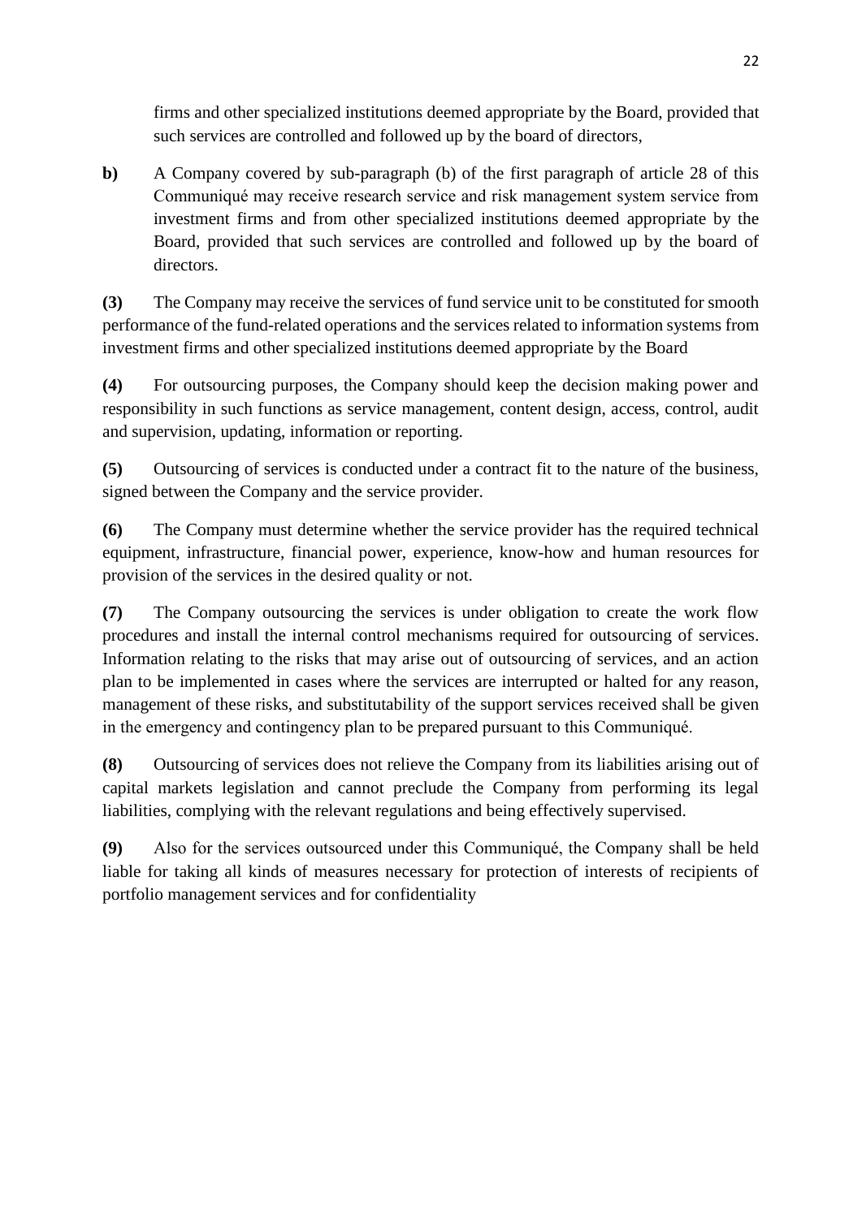firms and other specialized institutions deemed appropriate by the Board, provided that such services are controlled and followed up by the board of directors,

**b)** A Company covered by sub-paragraph (b) of the first paragraph of article 28 of this Communiqué may receive research service and risk management system service from investment firms and from other specialized institutions deemed appropriate by the Board, provided that such services are controlled and followed up by the board of directors.

**(3)** The Company may receive the services of fund service unit to be constituted for smooth performance of the fund-related operations and the services related to information systems from investment firms and other specialized institutions deemed appropriate by the Board

**(4)** For outsourcing purposes, the Company should keep the decision making power and responsibility in such functions as service management, content design, access, control, audit and supervision, updating, information or reporting.

**(5)** Outsourcing of services is conducted under a contract fit to the nature of the business, signed between the Company and the service provider.

**(6)** The Company must determine whether the service provider has the required technical equipment, infrastructure, financial power, experience, know-how and human resources for provision of the services in the desired quality or not.

**(7)** The Company outsourcing the services is under obligation to create the work flow procedures and install the internal control mechanisms required for outsourcing of services. Information relating to the risks that may arise out of outsourcing of services, and an action plan to be implemented in cases where the services are interrupted or halted for any reason, management of these risks, and substitutability of the support services received shall be given in the emergency and contingency plan to be prepared pursuant to this Communiqué.

**(8)** Outsourcing of services does not relieve the Company from its liabilities arising out of capital markets legislation and cannot preclude the Company from performing its legal liabilities, complying with the relevant regulations and being effectively supervised.

**(9)** Also for the services outsourced under this Communiqué, the Company shall be held liable for taking all kinds of measures necessary for protection of interests of recipients of portfolio management services and for confidentiality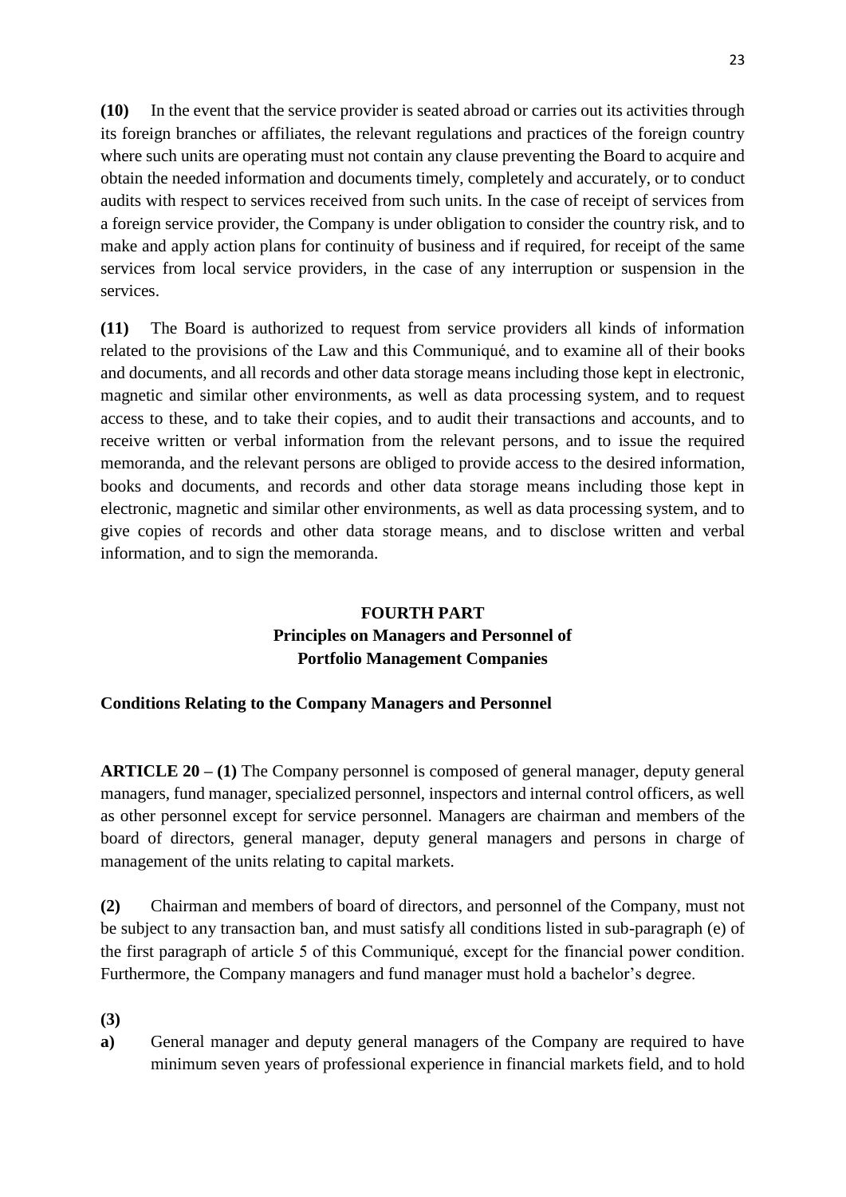**(10)** In the event that the service provider is seated abroad or carries out its activities through its foreign branches or affiliates, the relevant regulations and practices of the foreign country where such units are operating must not contain any clause preventing the Board to acquire and obtain the needed information and documents timely, completely and accurately, or to conduct audits with respect to services received from such units. In the case of receipt of services from a foreign service provider, the Company is under obligation to consider the country risk, and to make and apply action plans for continuity of business and if required, for receipt of the same services from local service providers, in the case of any interruption or suspension in the services.

**(11)** The Board is authorized to request from service providers all kinds of information related to the provisions of the Law and this Communiqué, and to examine all of their books and documents, and all records and other data storage means including those kept in electronic, magnetic and similar other environments, as well as data processing system, and to request access to these, and to take their copies, and to audit their transactions and accounts, and to receive written or verbal information from the relevant persons, and to issue the required memoranda, and the relevant persons are obliged to provide access to the desired information, books and documents, and records and other data storage means including those kept in electronic, magnetic and similar other environments, as well as data processing system, and to give copies of records and other data storage means, and to disclose written and verbal information, and to sign the memoranda.

## FOURTH PART
## Principles on Managers and Personnel of Portfolio Management Companies

### Conditions Relating to the Company Managers and Personnel

**ARTICLE 20 – (1)** The Company personnel is composed of general manager, deputy general managers, fund manager, specialized personnel, inspectors and internal control officers, as well as other personnel except for service personnel. Managers are chairman and members of the board of directors, general manager, deputy general managers and persons in charge of management of the units relating to capital markets.

**(2)** Chairman and members of board of directors, and personnel of the Company, must not be subject to any transaction ban, and must satisfy all conditions listed in sub-paragraph (e) of the first paragraph of article 5 of this Communiqué, except for the financial power condition. Furthermore, the Company managers and fund manager must hold a bachelor's degree.

**(3)**

**a)** General manager and deputy general managers of the Company are required to have minimum seven years of professional experience in financial markets field, and to hold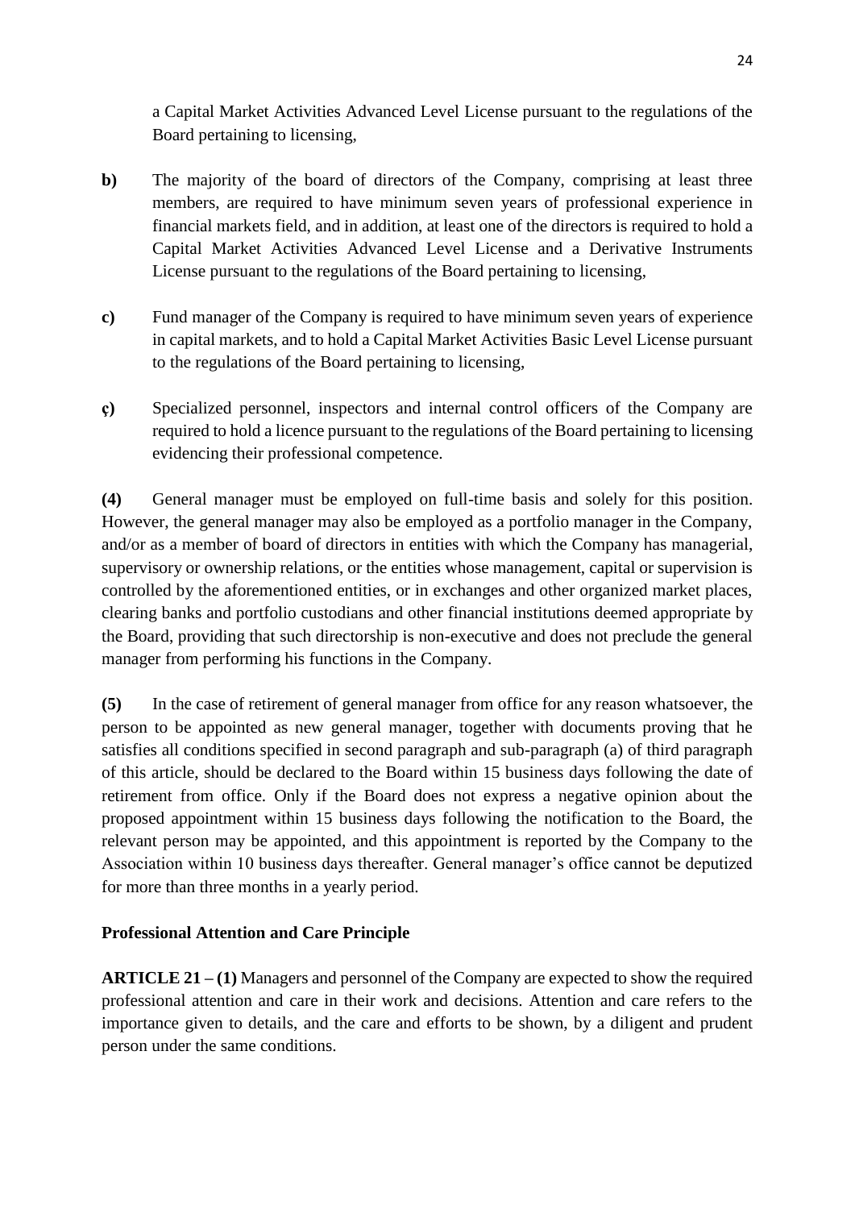a Capital Market Activities Advanced Level License pursuant to the regulations of the Board pertaining to licensing,

**b)** The majority of the board of directors of the Company, comprising at least three members, are required to have minimum seven years of professional experience in financial markets field, and in addition, at least one of the directors is required to hold a Capital Market Activities Advanced Level License and a Derivative Instruments License pursuant to the regulations of the Board pertaining to licensing,

**c)** Fund manager of the Company is required to have minimum seven years of experience in capital markets, and to hold a Capital Market Activities Basic Level License pursuant to the regulations of the Board pertaining to licensing,

**ç)** Specialized personnel, inspectors and internal control officers of the Company are required to hold a licence pursuant to the regulations of the Board pertaining to licensing evidencing their professional competence.

**(4)** General manager must be employed on full-time basis and solely for this position. However, the general manager may also be employed as a portfolio manager in the Company, and/or as a member of board of directors in entities with which the Company has managerial, supervisory or ownership relations, or the entities whose management, capital or supervision is controlled by the aforementioned entities, or in exchanges and other organized market places, clearing banks and portfolio custodians and other financial institutions deemed appropriate by the Board, providing that such directorship is non-executive and does not preclude the general manager from performing his functions in the Company.

**(5)** In the case of retirement of general manager from office for any reason whatsoever, the person to be appointed as new general manager, together with documents proving that he satisfies all conditions specified in second paragraph and sub-paragraph (a) of third paragraph of this article, should be declared to the Board within 15 business days following the date of retirement from office. Only if the Board does not express a negative opinion about the proposed appointment within 15 business days following the notification to the Board, the relevant person may be appointed, and this appointment is reported by the Company to the Association within 10 business days thereafter. General manager's office cannot be deputized for more than three months in a yearly period.

### Professional Attention and Care Principle

**ARTICLE 21 – (1)** Managers and personnel of the Company are expected to show the required professional attention and care in their work and decisions. Attention and care refers to the importance given to details, and the care and efforts to be shown, by a diligent and prudent person under the same conditions.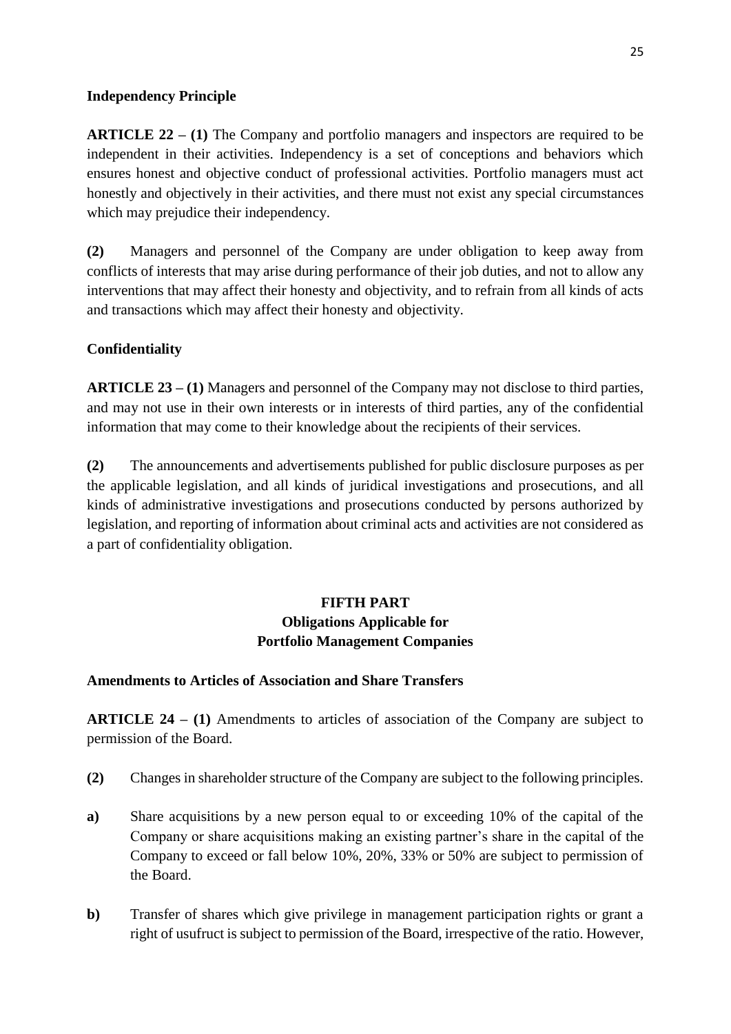**Independency Principle**

**ARTICLE 22 – (1)** The Company and portfolio managers and inspectors are required to be independent in their activities. Independency is a set of conceptions and behaviors which ensures honest and objective conduct of professional activities. Portfolio managers must act honestly and objectively in their activities, and there must not exist any special circumstances which may prejudice their independency.

**(2)** Managers and personnel of the Company are under obligation to keep away from conflicts of interests that may arise during performance of their job duties, and not to allow any interventions that may affect their honesty and objectivity, and to refrain from all kinds of acts and transactions which may affect their honesty and objectivity.

**Confidentiality**

**ARTICLE 23 – (1)** Managers and personnel of the Company may not disclose to third parties, and may not use in their own interests or in interests of third parties, any of the confidential information that may come to their knowledge about the recipients of their services.

**(2)** The announcements and advertisements published for public disclosure purposes as per the applicable legislation, and all kinds of juridical investigations and prosecutions, and all kinds of administrative investigations and prosecutions conducted by persons authorized by legislation, and reporting of information about criminal acts and activities are not considered as a part of confidentiality obligation.

## FIFTH PART
## Obligations Applicable for Portfolio Management Companies

**Amendments to Articles of Association and Share Transfers**

**ARTICLE 24 – (1)** Amendments to articles of association of the Company are subject to permission of the Board.

**(2)** Changes in shareholder structure of the Company are subject to the following principles.

**a)** Share acquisitions by a new person equal to or exceeding 10% of the capital of the Company or share acquisitions making an existing partner's share in the capital of the Company to exceed or fall below 10%, 20%, 33% or 50% are subject to permission of the Board.

**b)** Transfer of shares which give privilege in management participation rights or grant a right of usufruct is subject to permission of the Board, irrespective of the ratio. However,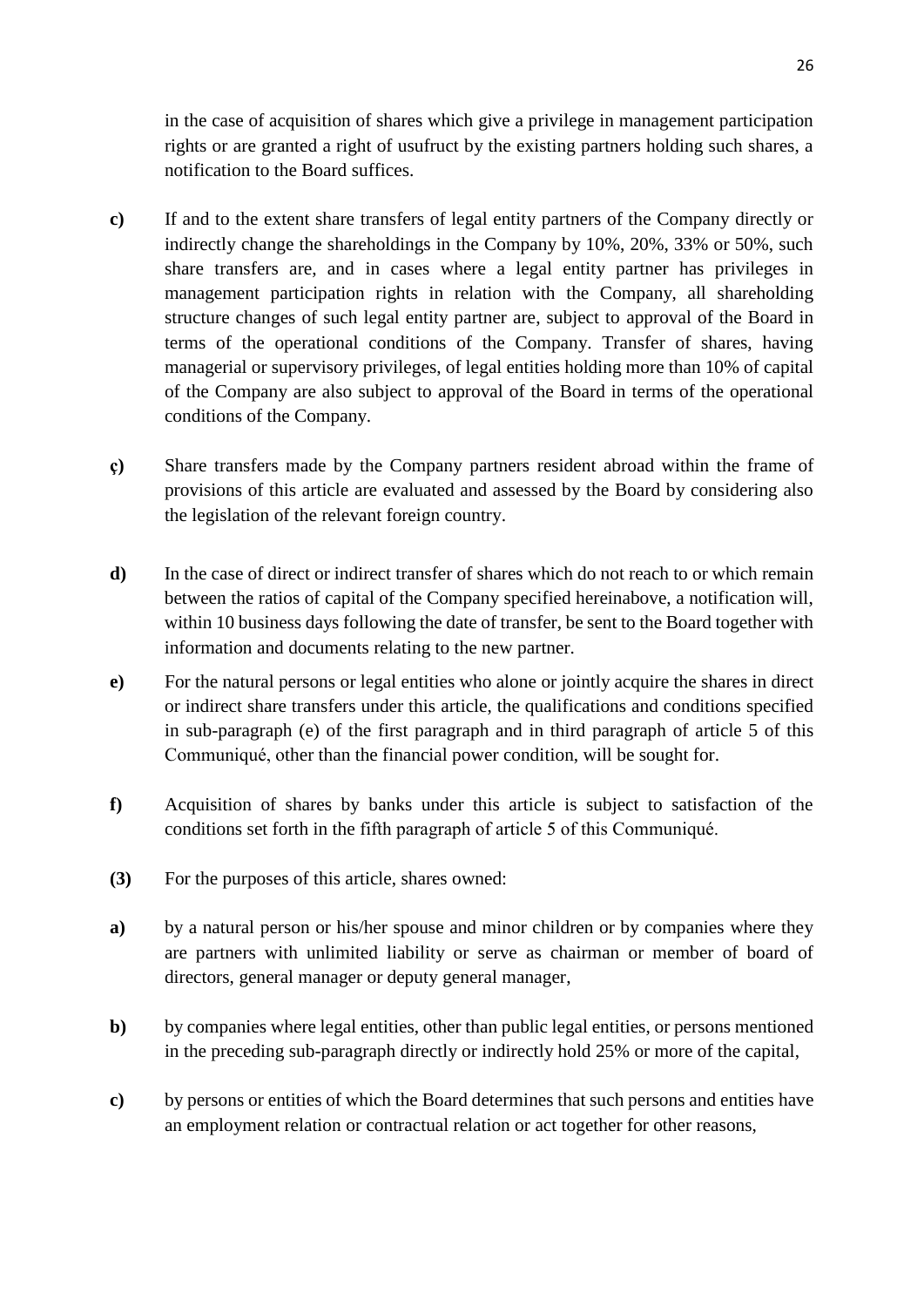in the case of acquisition of shares which give a privilege in management participation rights or are granted a right of usufruct by the existing partners holding such shares, a notification to the Board suffices.

**c)** If and to the extent share transfers of legal entity partners of the Company directly or indirectly change the shareholdings in the Company by 10%, 20%, 33% or 50%, such share transfers are, and in cases where a legal entity partner has privileges in management participation rights in relation with the Company, all shareholding structure changes of such legal entity partner are, subject to approval of the Board in terms of the operational conditions of the Company. Transfer of shares, having managerial or supervisory privileges, of legal entities holding more than 10% of capital of the Company are also subject to approval of the Board in terms of the operational conditions of the Company.

**ç)** Share transfers made by the Company partners resident abroad within the frame of provisions of this article are evaluated and assessed by the Board by considering also the legislation of the relevant foreign country.

**d)** In the case of direct or indirect transfer of shares which do not reach to or which remain between the ratios of capital of the Company specified hereinabove, a notification will, within 10 business days following the date of transfer, be sent to the Board together with information and documents relating to the new partner.

**e)** For the natural persons or legal entities who alone or jointly acquire the shares in direct or indirect share transfers under this article, the qualifications and conditions specified in sub-paragraph (e) of the first paragraph and in third paragraph of article 5 of this Communiqué, other than the financial power condition, will be sought for.

**f)** Acquisition of shares by banks under this article is subject to satisfaction of the conditions set forth in the fifth paragraph of article 5 of this Communiqué.

**(3)** For the purposes of this article, shares owned:

**a)** by a natural person or his/her spouse and minor children or by companies where they are partners with unlimited liability or serve as chairman or member of board of directors, general manager or deputy general manager,

**b)** by companies where legal entities, other than public legal entities, or persons mentioned in the preceding sub-paragraph directly or indirectly hold 25% or more of the capital,

**c)** by persons or entities of which the Board determines that such persons and entities have an employment relation or contractual relation or act together for other reasons,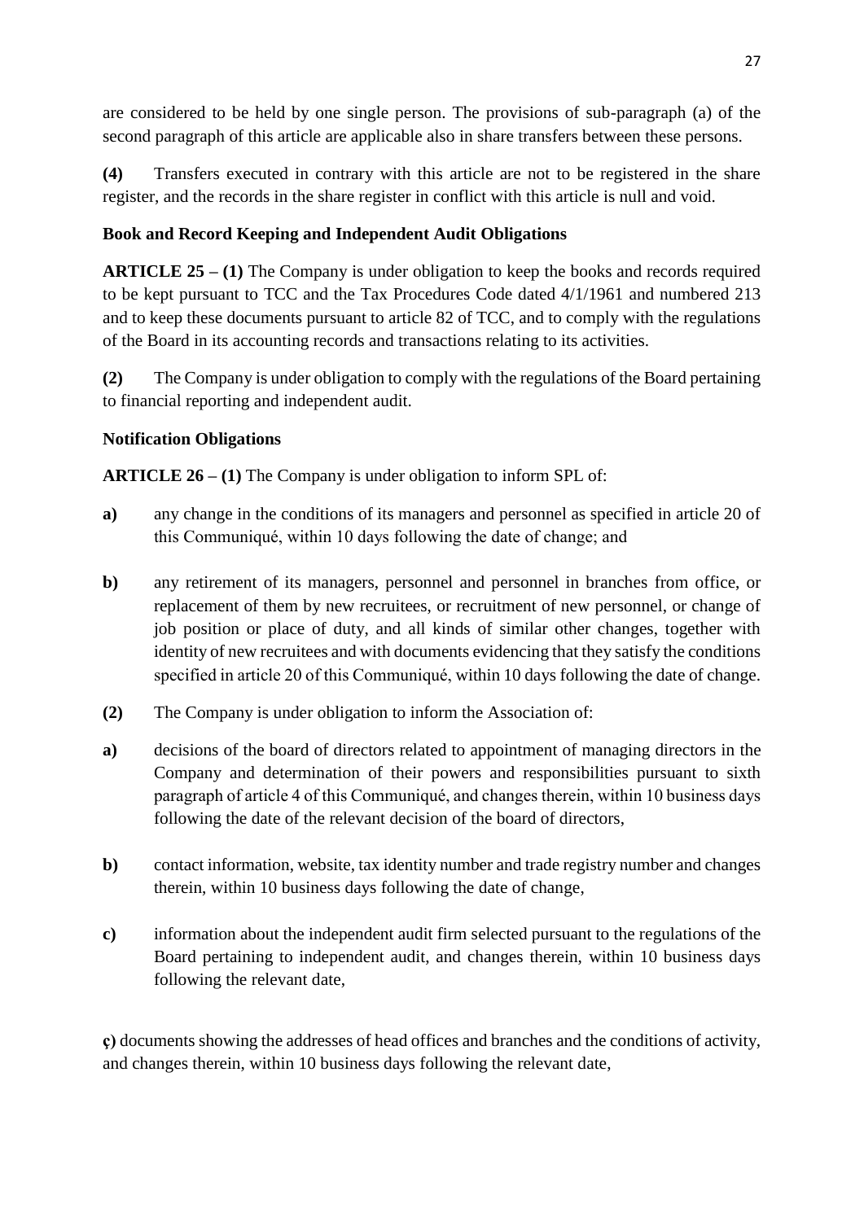are considered to be held by one single person. The provisions of sub-paragraph (a) of the second paragraph of this article are applicable also in share transfers between these persons.

**(4)** Transfers executed in contrary with this article are not to be registered in the share register, and the records in the share register in conflict with this article is null and void.

**Book and Record Keeping and Independent Audit Obligations**

**ARTICLE 25 – (1)** The Company is under obligation to keep the books and records required to be kept pursuant to TCC and the Tax Procedures Code dated 4/1/1961 and numbered 213 and to keep these documents pursuant to article 82 of TCC, and to comply with the regulations of the Board in its accounting records and transactions relating to its activities.

**(2)** The Company is under obligation to comply with the regulations of the Board pertaining to financial reporting and independent audit.

**Notification Obligations**

**ARTICLE 26 – (1)** The Company is under obligation to inform SPL of:

**a)** any change in the conditions of its managers and personnel as specified in article 20 of this Communiqué, within 10 days following the date of change; and

**b)** any retirement of its managers, personnel and personnel in branches from office, or replacement of them by new recruitees, or recruitment of new personnel, or change of job position or place of duty, and all kinds of similar other changes, together with identity of new recruitees and with documents evidencing that they satisfy the conditions specified in article 20 of this Communiqué, within 10 days following the date of change.

**(2)** The Company is under obligation to inform the Association of:

**a)** decisions of the board of directors related to appointment of managing directors in the Company and determination of their powers and responsibilities pursuant to sixth paragraph of article 4 of this Communiqué, and changes therein, within 10 business days following the date of the relevant decision of the board of directors,

**b)** contact information, website, tax identity number and trade registry number and changes therein, within 10 business days following the date of change,

**c)** information about the independent audit firm selected pursuant to the regulations of the Board pertaining to independent audit, and changes therein, within 10 business days following the relevant date,

**ç)** documents showing the addresses of head offices and branches and the conditions of activity, and changes therein, within 10 business days following the relevant date,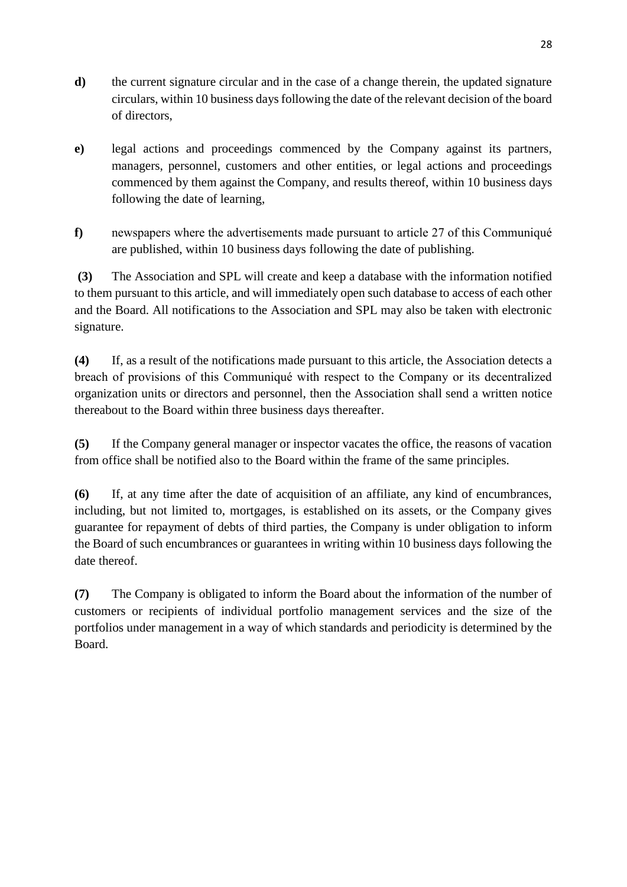**d)** the current signature circular and in the case of a change therein, the updated signature circulars, within 10 business days following the date of the relevant decision of the board of directors,

**e)** legal actions and proceedings commenced by the Company against its partners, managers, personnel, customers and other entities, or legal actions and proceedings commenced by them against the Company, and results thereof, within 10 business days following the date of learning,

**f)** newspapers where the advertisements made pursuant to article 27 of this Communiqué are published, within 10 business days following the date of publishing.

**(3)** The Association and SPL will create and keep a database with the information notified to them pursuant to this article, and will immediately open such database to access of each other and the Board. All notifications to the Association and SPL may also be taken with electronic signature.

**(4)** If, as a result of the notifications made pursuant to this article, the Association detects a breach of provisions of this Communiqué with respect to the Company or its decentralized organization units or directors and personnel, then the Association shall send a written notice thereabout to the Board within three business days thereafter.

**(5)** If the Company general manager or inspector vacates the office, the reasons of vacation from office shall be notified also to the Board within the frame of the same principles.

**(6)** If, at any time after the date of acquisition of an affiliate, any kind of encumbrances, including, but not limited to, mortgages, is established on its assets, or the Company gives guarantee for repayment of debts of third parties, the Company is under obligation to inform the Board of such encumbrances or guarantees in writing within 10 business days following the date thereof.

**(7)** The Company is obligated to inform the Board about the information of the number of customers or recipients of individual portfolio management services and the size of the portfolios under management in a way of which standards and periodicity is determined by the Board.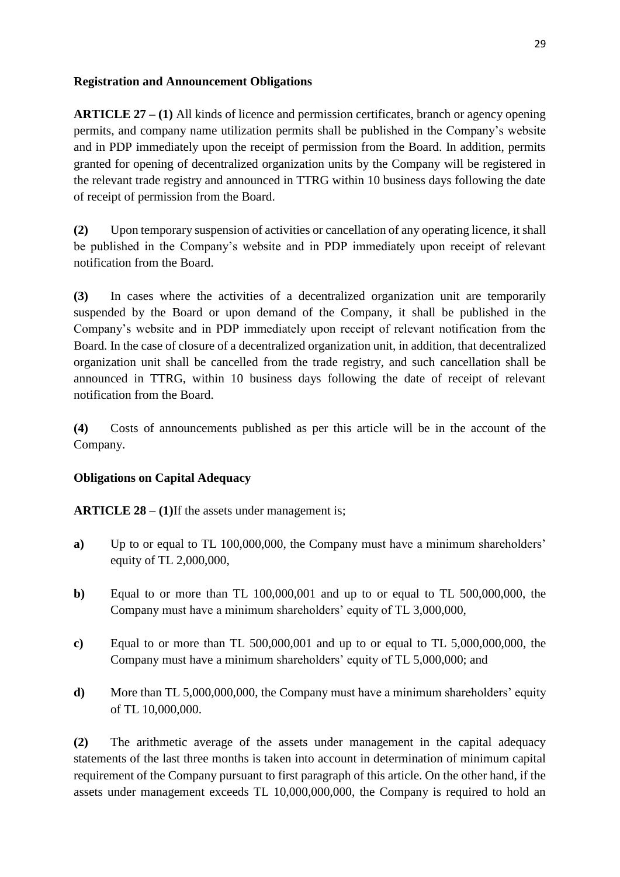**Registration and Announcement Obligations**

**ARTICLE 27 – (1)** All kinds of licence and permission certificates, branch or agency opening permits, and company name utilization permits shall be published in the Company's website and in PDP immediately upon the receipt of permission from the Board. In addition, permits granted for opening of decentralized organization units by the Company will be registered in the relevant trade registry and announced in TTRG within 10 business days following the date of receipt of permission from the Board.

**(2)** Upon temporary suspension of activities or cancellation of any operating licence, it shall be published in the Company's website and in PDP immediately upon receipt of relevant notification from the Board.

**(3)** In cases where the activities of a decentralized organization unit are temporarily suspended by the Board or upon demand of the Company, it shall be published in the Company's website and in PDP immediately upon receipt of relevant notification from the Board. In the case of closure of a decentralized organization unit, in addition, that decentralized organization unit shall be cancelled from the trade registry, and such cancellation shall be announced in TTRG, within 10 business days following the date of receipt of relevant notification from the Board.

**(4)** Costs of announcements published as per this article will be in the account of the Company.

**Obligations on Capital Adequacy**

**ARTICLE 28 – (1)**If the assets under management is;

**a)** Up to or equal to TL 100,000,000, the Company must have a minimum shareholders' equity of TL 2,000,000,

**b)** Equal to or more than TL 100,000,001 and up to or equal to TL 500,000,000, the Company must have a minimum shareholders' equity of TL 3,000,000,

**c)** Equal to or more than TL 500,000,001 and up to or equal to TL 5,000,000,000, the Company must have a minimum shareholders' equity of TL 5,000,000; and

**d)** More than TL 5,000,000,000, the Company must have a minimum shareholders' equity of TL 10,000,000.

**(2)** The arithmetic average of the assets under management in the capital adequacy statements of the last three months is taken into account in determination of minimum capital requirement of the Company pursuant to first paragraph of this article. On the other hand, if the assets under management exceeds TL 10,000,000,000, the Company is required to hold an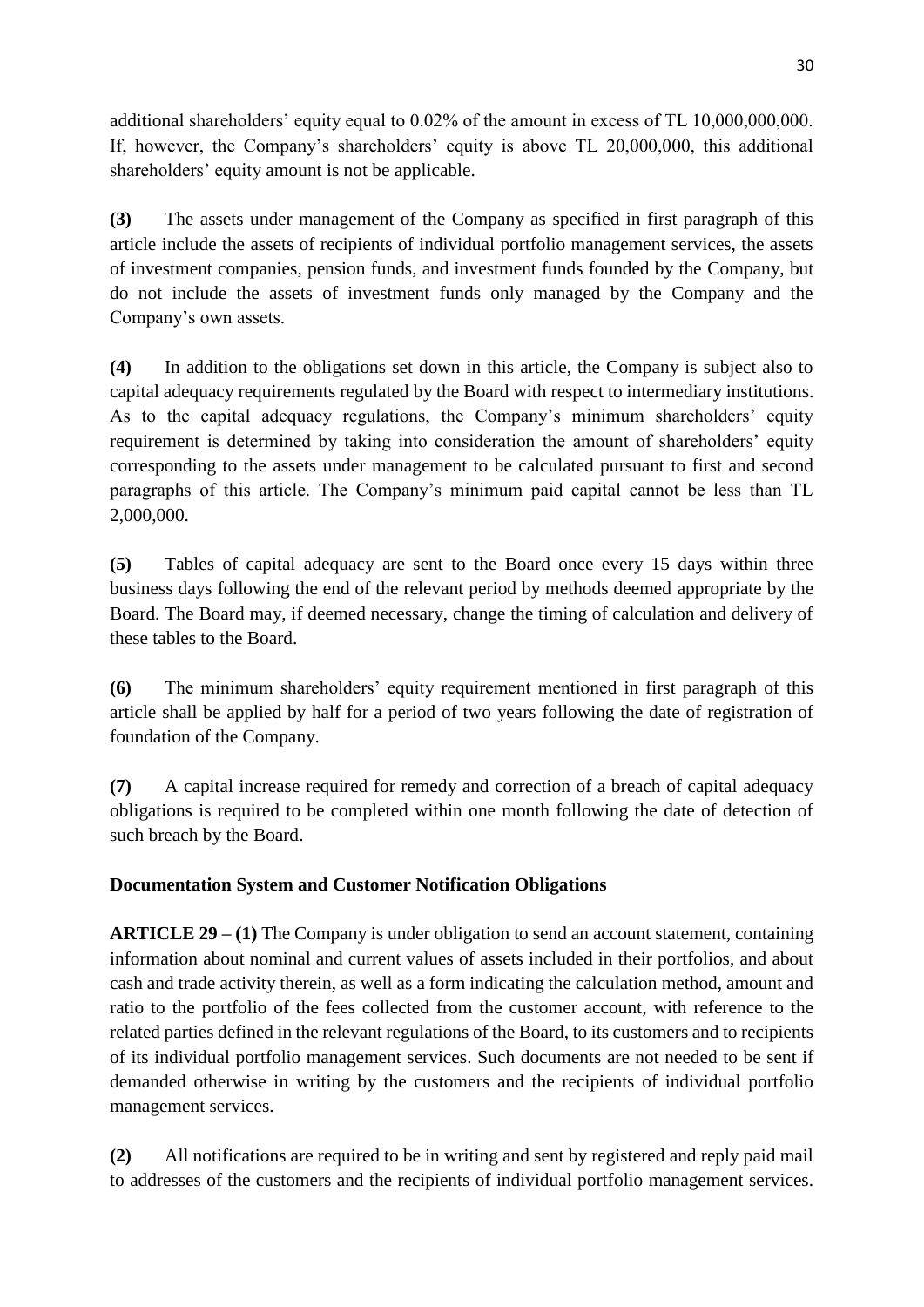additional shareholders' equity equal to 0.02% of the amount in excess of TL 10,000,000,000. If, however, the Company's shareholders' equity is above TL 20,000,000, this additional shareholders' equity amount is not be applicable.

**(3)** The assets under management of the Company as specified in first paragraph of this article include the assets of recipients of individual portfolio management services, the assets of investment companies, pension funds, and investment funds founded by the Company, but do not include the assets of investment funds only managed by the Company and the Company's own assets.

**(4)** In addition to the obligations set down in this article, the Company is subject also to capital adequacy requirements regulated by the Board with respect to intermediary institutions. As to the capital adequacy regulations, the Company's minimum shareholders' equity requirement is determined by taking into consideration the amount of shareholders' equity corresponding to the assets under management to be calculated pursuant to first and second paragraphs of this article. The Company's minimum paid capital cannot be less than TL 2,000,000.

**(5)** Tables of capital adequacy are sent to the Board once every 15 days within three business days following the end of the relevant period by methods deemed appropriate by the Board. The Board may, if deemed necessary, change the timing of calculation and delivery of these tables to the Board.

**(6)** The minimum shareholders' equity requirement mentioned in first paragraph of this article shall be applied by half for a period of two years following the date of registration of foundation of the Company.

**(7)** A capital increase required for remedy and correction of a breach of capital adequacy obligations is required to be completed within one month following the date of detection of such breach by the Board.

**Documentation System and Customer Notification Obligations**

**ARTICLE 29 – (1)** The Company is under obligation to send an account statement, containing information about nominal and current values of assets included in their portfolios, and about cash and trade activity therein, as well as a form indicating the calculation method, amount and ratio to the portfolio of the fees collected from the customer account, with reference to the related parties defined in the relevant regulations of the Board, to its customers and to recipients of its individual portfolio management services. Such documents are not needed to be sent if demanded otherwise in writing by the customers and the recipients of individual portfolio management services.

**(2)** All notifications are required to be in writing and sent by registered and reply paid mail to addresses of the customers and the recipients of individual portfolio management services.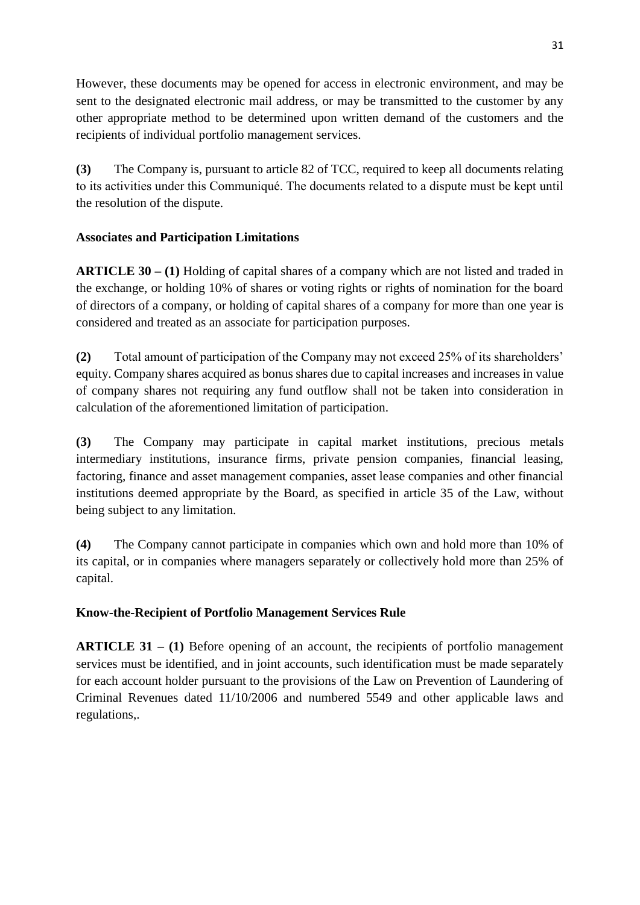However, these documents may be opened for access in electronic environment, and may be sent to the designated electronic mail address, or may be transmitted to the customer by any other appropriate method to be determined upon written demand of the customers and the recipients of individual portfolio management services.

**(3)** The Company is, pursuant to article 82 of TCC, required to keep all documents relating to its activities under this Communiqué. The documents related to a dispute must be kept until the resolution of the dispute.

**Associates and Participation Limitations**

**ARTICLE 30 – (1)** Holding of capital shares of a company which are not listed and traded in the exchange, or holding 10% of shares or voting rights or rights of nomination for the board of directors of a company, or holding of capital shares of a company for more than one year is considered and treated as an associate for participation purposes.

**(2)** Total amount of participation of the Company may not exceed 25% of its shareholders' equity. Company shares acquired as bonus shares due to capital increases and increases in value of company shares not requiring any fund outflow shall not be taken into consideration in calculation of the aforementioned limitation of participation.

**(3)** The Company may participate in capital market institutions, precious metals intermediary institutions, insurance firms, private pension companies, financial leasing, factoring, finance and asset management companies, asset lease companies and other financial institutions deemed appropriate by the Board, as specified in article 35 of the Law, without being subject to any limitation.

**(4)** The Company cannot participate in companies which own and hold more than 10% of its capital, or in companies where managers separately or collectively hold more than 25% of capital.

**Know-the-Recipient of Portfolio Management Services Rule**

**ARTICLE 31 – (1)** Before opening of an account, the recipients of portfolio management services must be identified, and in joint accounts, such identification must be made separately for each account holder pursuant to the provisions of the Law on Prevention of Laundering of Criminal Revenues dated 11/10/2006 and numbered 5549 and other applicable laws and regulations,.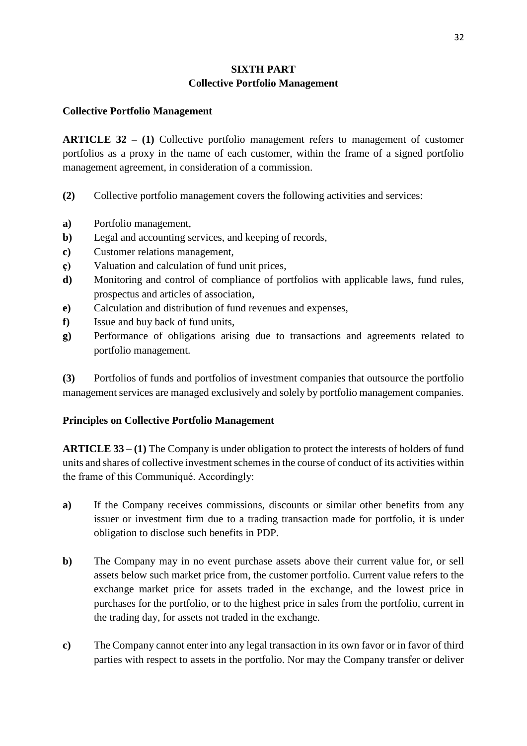## SIXTH PART
## Collective Portfolio Management

**Collective Portfolio Management**

**ARTICLE 32 – (1)** Collective portfolio management refers to management of customer portfolios as a proxy in the name of each customer, within the frame of a signed portfolio management agreement, in consideration of a commission.

**(2)** Collective portfolio management covers the following activities and services:

**a)** Portfolio management,
**b)** Legal and accounting services, and keeping of records,
**c)** Customer relations management,
**ç)** Valuation and calculation of fund unit prices,
**d)** Monitoring and control of compliance of portfolios with applicable laws, fund rules, prospectus and articles of association,
**e)** Calculation and distribution of fund revenues and expenses,
**f)** Issue and buy back of fund units,
**g)** Performance of obligations arising due to transactions and agreements related to portfolio management.

**(3)** Portfolios of funds and portfolios of investment companies that outsource the portfolio management services are managed exclusively and solely by portfolio management companies.

**Principles on Collective Portfolio Management**

**ARTICLE 33 – (1)** The Company is under obligation to protect the interests of holders of fund units and shares of collective investment schemes in the course of conduct of its activities within the frame of this Communiqué. Accordingly:

**a)** If the Company receives commissions, discounts or similar other benefits from any issuer or investment firm due to a trading transaction made for portfolio, it is under obligation to disclose such benefits in PDP.

**b)** The Company may in no event purchase assets above their current value for, or sell assets below such market price from, the customer portfolio. Current value refers to the exchange market price for assets traded in the exchange, and the lowest price in purchases for the portfolio, or to the highest price in sales from the portfolio, current in the trading day, for assets not traded in the exchange.

**c)** The Company cannot enter into any legal transaction in its own favor or in favor of third parties with respect to assets in the portfolio. Nor may the Company transfer or deliver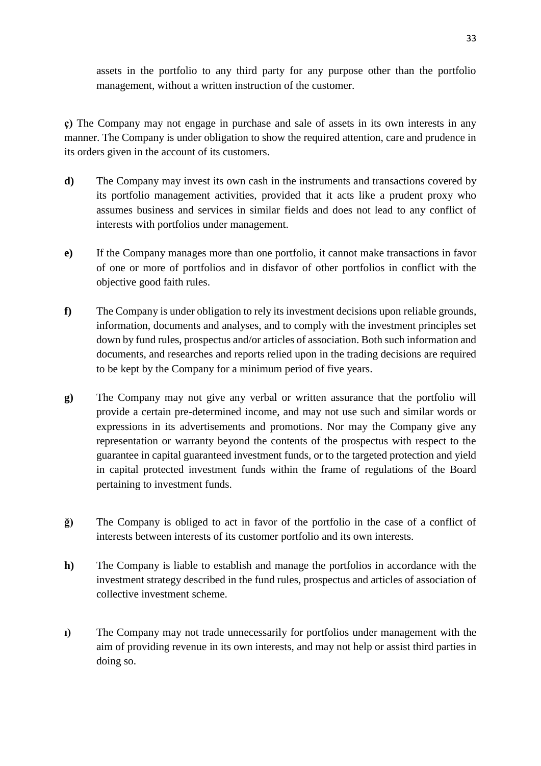assets in the portfolio to any third party for any purpose other than the portfolio management, without a written instruction of the customer.

**ç)** The Company may not engage in purchase and sale of assets in its own interests in any manner. The Company is under obligation to show the required attention, care and prudence in its orders given in the account of its customers.

**d)** The Company may invest its own cash in the instruments and transactions covered by its portfolio management activities, provided that it acts like a prudent proxy who assumes business and services in similar fields and does not lead to any conflict of interests with portfolios under management.

**e)** If the Company manages more than one portfolio, it cannot make transactions in favor of one or more of portfolios and in disfavor of other portfolios in conflict with the objective good faith rules.

**f)** The Company is under obligation to rely its investment decisions upon reliable grounds, information, documents and analyses, and to comply with the investment principles set down by fund rules, prospectus and/or articles of association. Both such information and documents, and researches and reports relied upon in the trading decisions are required to be kept by the Company for a minimum period of five years.

**g)** The Company may not give any verbal or written assurance that the portfolio will provide a certain pre-determined income, and may not use such and similar words or expressions in its advertisements and promotions. Nor may the Company give any representation or warranty beyond the contents of the prospectus with respect to the guarantee in capital guaranteed investment funds, or to the targeted protection and yield in capital protected investment funds within the frame of regulations of the Board pertaining to investment funds.

**ğ)** The Company is obliged to act in favor of the portfolio in the case of a conflict of interests between interests of its customer portfolio and its own interests.

**h)** The Company is liable to establish and manage the portfolios in accordance with the investment strategy described in the fund rules, prospectus and articles of association of collective investment scheme.

**ı)** The Company may not trade unnecessarily for portfolios under management with the aim of providing revenue in its own interests, and may not help or assist third parties in doing so.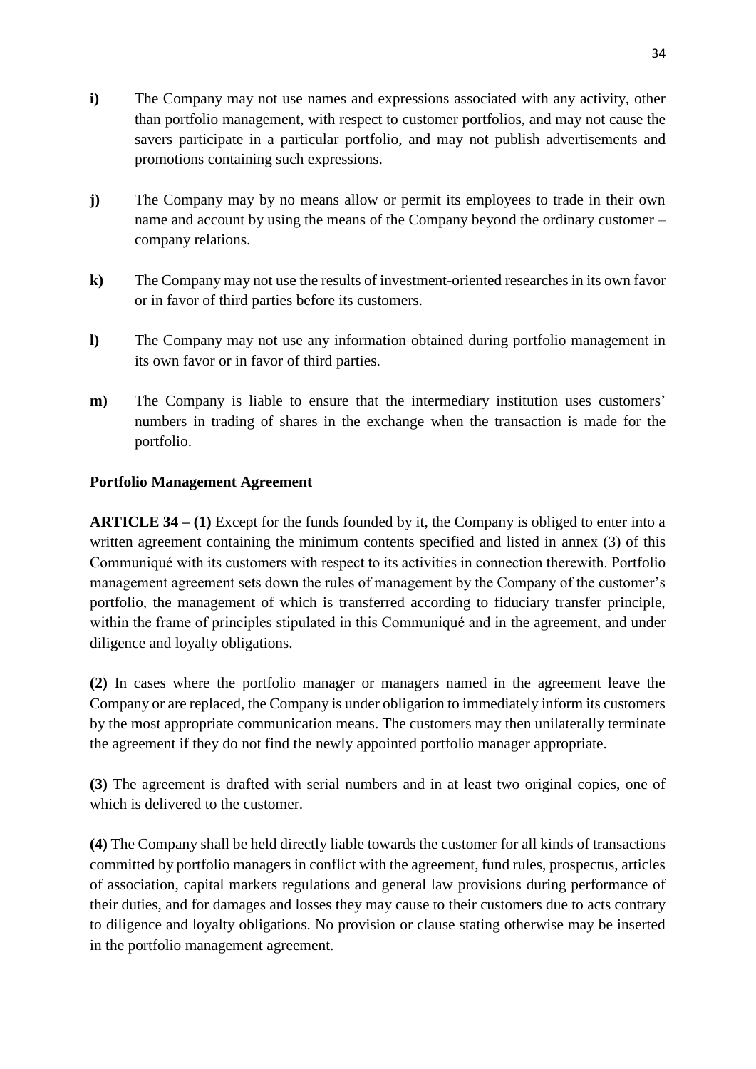**i)** The Company may not use names and expressions associated with any activity, other than portfolio management, with respect to customer portfolios, and may not cause the savers participate in a particular portfolio, and may not publish advertisements and promotions containing such expressions.

**j)** The Company may by no means allow or permit its employees to trade in their own name and account by using the means of the Company beyond the ordinary customer – company relations.

**k)** The Company may not use the results of investment-oriented researches in its own favor or in favor of third parties before its customers.

**l)** The Company may not use any information obtained during portfolio management in its own favor or in favor of third parties.

**m)** The Company is liable to ensure that the intermediary institution uses customers' numbers in trading of shares in the exchange when the transaction is made for the portfolio.

**Portfolio Management Agreement**

**ARTICLE 34 – (1)** Except for the funds founded by it, the Company is obliged to enter into a written agreement containing the minimum contents specified and listed in annex (3) of this Communiqué with its customers with respect to its activities in connection therewith. Portfolio management agreement sets down the rules of management by the Company of the customer's portfolio, the management of which is transferred according to fiduciary transfer principle, within the frame of principles stipulated in this Communiqué and in the agreement, and under diligence and loyalty obligations.

**(2)** In cases where the portfolio manager or managers named in the agreement leave the Company or are replaced, the Company is under obligation to immediately inform its customers by the most appropriate communication means. The customers may then unilaterally terminate the agreement if they do not find the newly appointed portfolio manager appropriate.

**(3)** The agreement is drafted with serial numbers and in at least two original copies, one of which is delivered to the customer.

**(4)** The Company shall be held directly liable towards the customer for all kinds of transactions committed by portfolio managers in conflict with the agreement, fund rules, prospectus, articles of association, capital markets regulations and general law provisions during performance of their duties, and for damages and losses they may cause to their customers due to acts contrary to diligence and loyalty obligations. No provision or clause stating otherwise may be inserted in the portfolio management agreement.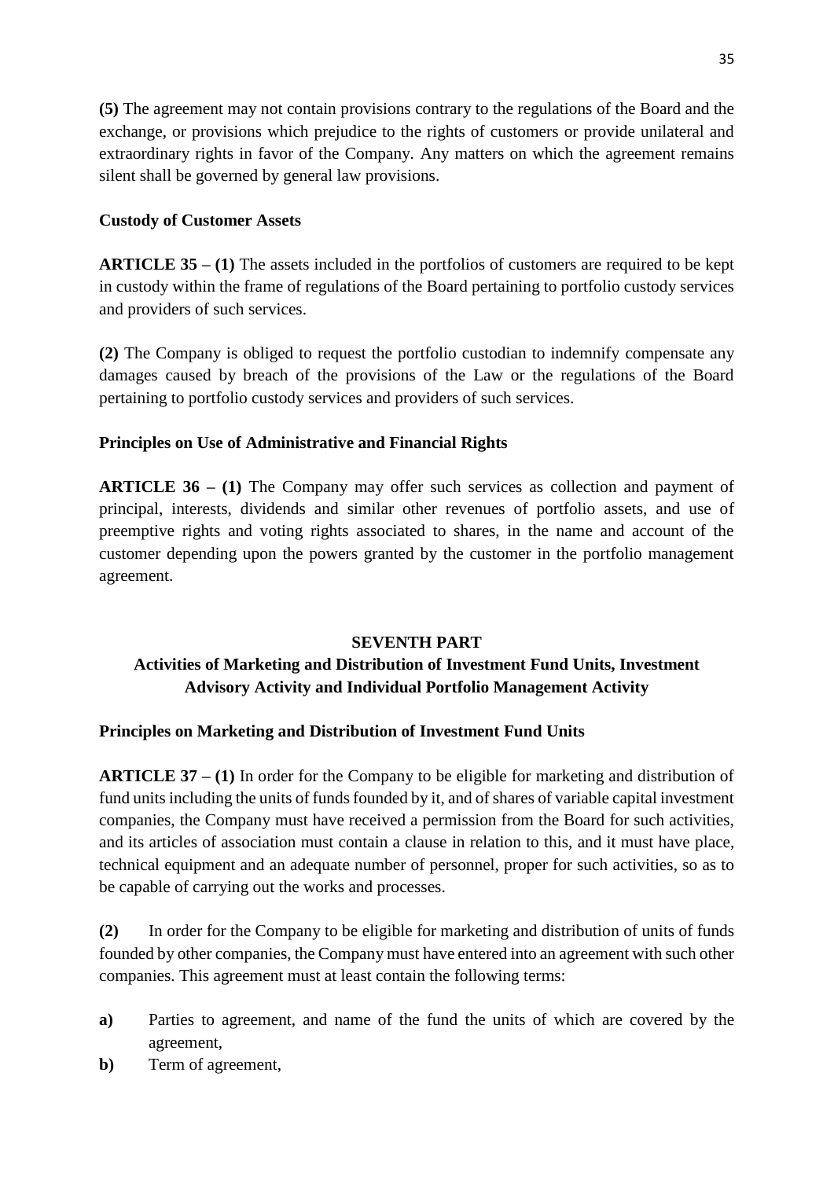**(5)** The agreement may not contain provisions contrary to the regulations of the Board and the exchange, or provisions which prejudice to the rights of customers or provide unilateral and extraordinary rights in favor of the Company. Any matters on which the agreement remains silent shall be governed by general law provisions.

**Custody of Customer Assets**

**ARTICLE 35 – (1)** The assets included in the portfolios of customers are required to be kept in custody within the frame of regulations of the Board pertaining to portfolio custody services and providers of such services.

**(2)** The Company is obliged to request the portfolio custodian to indemnify compensate any damages caused by breach of the provisions of the Law or the regulations of the Board pertaining to portfolio custody services and providers of such services.

**Principles on Use of Administrative and Financial Rights**

**ARTICLE 36 – (1)** The Company may offer such services as collection and payment of principal, interests, dividends and similar other revenues of portfolio assets, and use of preemptive rights and voting rights associated to shares, in the name and account of the customer depending upon the powers granted by the customer in the portfolio management agreement.

## SEVENTH PART

## Activities of Marketing and Distribution of Investment Fund Units, Investment Advisory Activity and Individual Portfolio Management Activity

**Principles on Marketing and Distribution of Investment Fund Units**

**ARTICLE 37 – (1)** In order for the Company to be eligible for marketing and distribution of fund units including the units of funds founded by it, and of shares of variable capital investment companies, the Company must have received a permission from the Board for such activities, and its articles of association must contain a clause in relation to this, and it must have place, technical equipment and an adequate number of personnel, proper for such activities, so as to be capable of carrying out the works and processes.

**(2)** In order for the Company to be eligible for marketing and distribution of units of funds founded by other companies, the Company must have entered into an agreement with such other companies. This agreement must at least contain the following terms:

- **a)** Parties to agreement, and name of the fund the units of which are covered by the agreement,
- **b)** Term of agreement,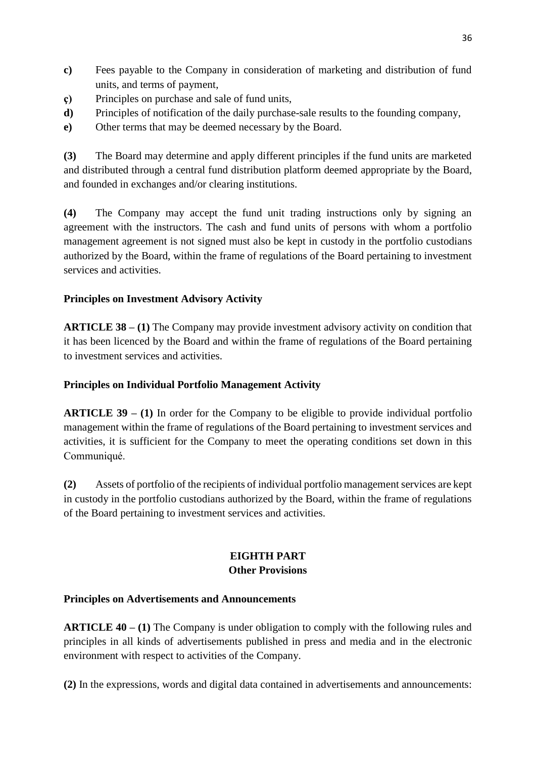**c)** Fees payable to the Company in consideration of marketing and distribution of fund units, and terms of payment,

**ç)** Principles on purchase and sale of fund units,

**d)** Principles of notification of the daily purchase-sale results to the founding company,

**e)** Other terms that may be deemed necessary by the Board.

**(3)** The Board may determine and apply different principles if the fund units are marketed and distributed through a central fund distribution platform deemed appropriate by the Board, and founded in exchanges and/or clearing institutions.

**(4)** The Company may accept the fund unit trading instructions only by signing an agreement with the instructors. The cash and fund units of persons with whom a portfolio management agreement is not signed must also be kept in custody in the portfolio custodians authorized by the Board, within the frame of regulations of the Board pertaining to investment services and activities.

**Principles on Investment Advisory Activity**

**ARTICLE 38 – (1)** The Company may provide investment advisory activity on condition that it has been licenced by the Board and within the frame of regulations of the Board pertaining to investment services and activities.

**Principles on Individual Portfolio Management Activity**

**ARTICLE 39 – (1)** In order for the Company to be eligible to provide individual portfolio management within the frame of regulations of the Board pertaining to investment services and activities, it is sufficient for the Company to meet the operating conditions set down in this Communiqué.

**(2)** Assets of portfolio of the recipients of individual portfolio management services are kept in custody in the portfolio custodians authorized by the Board, within the frame of regulations of the Board pertaining to investment services and activities.

## EIGHTH PART
## Other Provisions

**Principles on Advertisements and Announcements**

**ARTICLE 40 – (1)** The Company is under obligation to comply with the following rules and principles in all kinds of advertisements published in press and media and in the electronic environment with respect to activities of the Company.

**(2)** In the expressions, words and digital data contained in advertisements and announcements: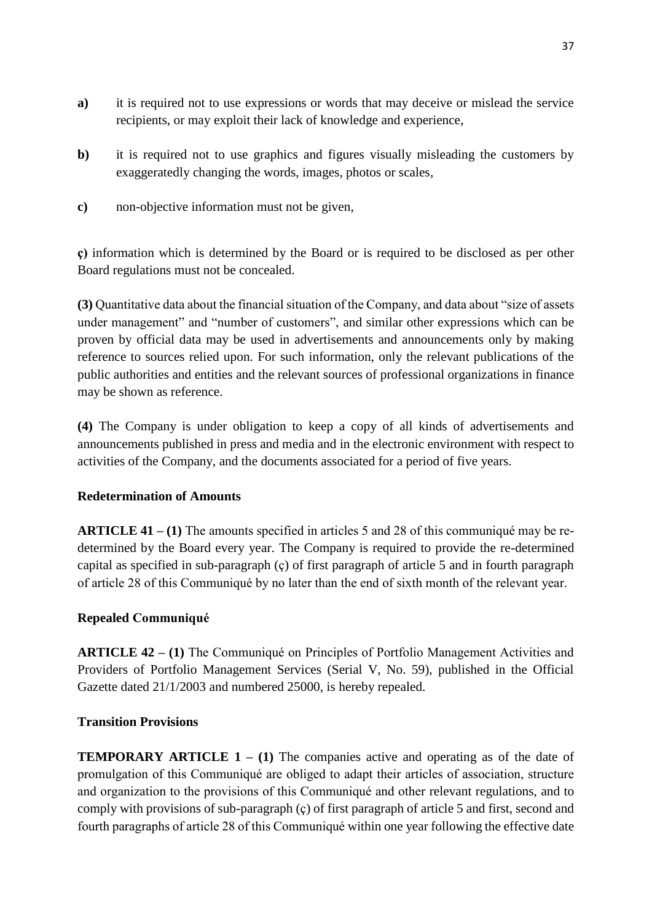**a)** it is required not to use expressions or words that may deceive or mislead the service recipients, or may exploit their lack of knowledge and experience,

**b)** it is required not to use graphics and figures visually misleading the customers by exaggeratedly changing the words, images, photos or scales,

**c)** non-objective information must not be given,

**ç)** information which is determined by the Board or is required to be disclosed as per other Board regulations must not be concealed.

**(3)** Quantitative data about the financial situation of the Company, and data about "size of assets under management" and "number of customers", and similar other expressions which can be proven by official data may be used in advertisements and announcements only by making reference to sources relied upon. For such information, only the relevant publications of the public authorities and entities and the relevant sources of professional organizations in finance may be shown as reference.

**(4)** The Company is under obligation to keep a copy of all kinds of advertisements and announcements published in press and media and in the electronic environment with respect to activities of the Company, and the documents associated for a period of five years.

**Redetermination of Amounts**

**ARTICLE 41 – (1)** The amounts specified in articles 5 and 28 of this communiqué may be re-determined by the Board every year. The Company is required to provide the re-determined capital as specified in sub-paragraph (ç) of first paragraph of article 5 and in fourth paragraph of article 28 of this Communiqué by no later than the end of sixth month of the relevant year.

**Repealed Communiqué**

**ARTICLE 42 – (1)** The Communiqué on Principles of Portfolio Management Activities and Providers of Portfolio Management Services (Serial V, No. 59), published in the Official Gazette dated 21/1/2003 and numbered 25000, is hereby repealed.

**Transition Provisions**

**TEMPORARY ARTICLE 1 – (1)** The companies active and operating as of the date of promulgation of this Communiqué are obliged to adapt their articles of association, structure and organization to the provisions of this Communiqué and other relevant regulations, and to comply with provisions of sub-paragraph (ç) of first paragraph of article 5 and first, second and fourth paragraphs of article 28 of this Communiqué within one year following the effective date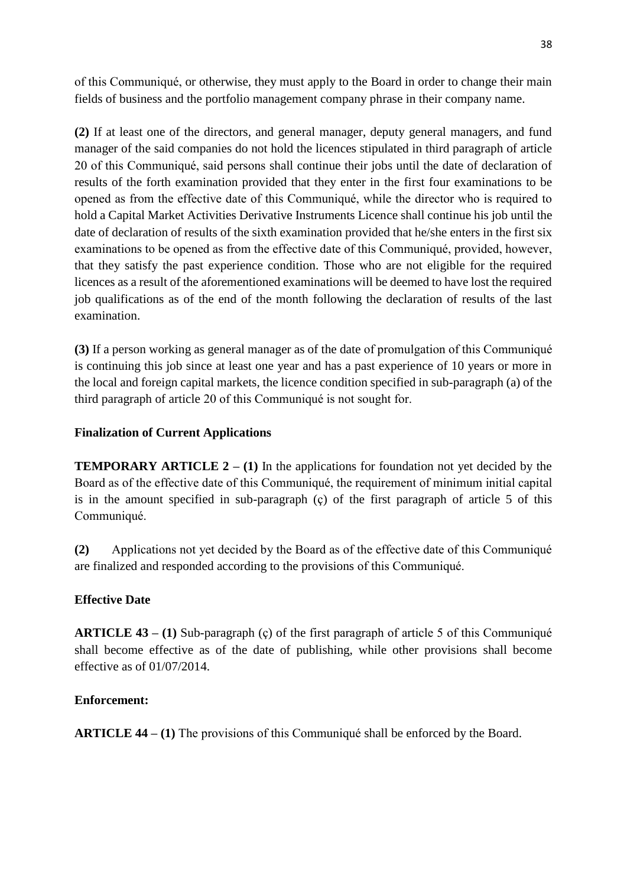of this Communiqué, or otherwise, they must apply to the Board in order to change their main fields of business and the portfolio management company phrase in their company name.

**(2)** If at least one of the directors, and general manager, deputy general managers, and fund manager of the said companies do not hold the licences stipulated in third paragraph of article 20 of this Communiqué, said persons shall continue their jobs until the date of declaration of results of the forth examination provided that they enter in the first four examinations to be opened as from the effective date of this Communiqué, while the director who is required to hold a Capital Market Activities Derivative Instruments Licence shall continue his job until the date of declaration of results of the sixth examination provided that he/she enters in the first six examinations to be opened as from the effective date of this Communiqué, provided, however, that they satisfy the past experience condition. Those who are not eligible for the required licences as a result of the aforementioned examinations will be deemed to have lost the required job qualifications as of the end of the month following the declaration of results of the last examination.

**(3)** If a person working as general manager as of the date of promulgation of this Communiqué is continuing this job since at least one year and has a past experience of 10 years or more in the local and foreign capital markets, the licence condition specified in sub-paragraph (a) of the third paragraph of article 20 of this Communiqué is not sought for.

**Finalization of Current Applications**

**TEMPORARY ARTICLE 2 – (1)** In the applications for foundation not yet decided by the Board as of the effective date of this Communiqué, the requirement of minimum initial capital is in the amount specified in sub-paragraph (ç) of the first paragraph of article 5 of this Communiqué.

**(2)** Applications not yet decided by the Board as of the effective date of this Communiqué are finalized and responded according to the provisions of this Communiqué.

**Effective Date**

**ARTICLE 43 – (1)** Sub-paragraph (ç) of the first paragraph of article 5 of this Communiqué shall become effective as of the date of publishing, while other provisions shall become effective as of 01/07/2014.

**Enforcement:**

**ARTICLE 44 – (1)** The provisions of this Communiqué shall be enforced by the Board.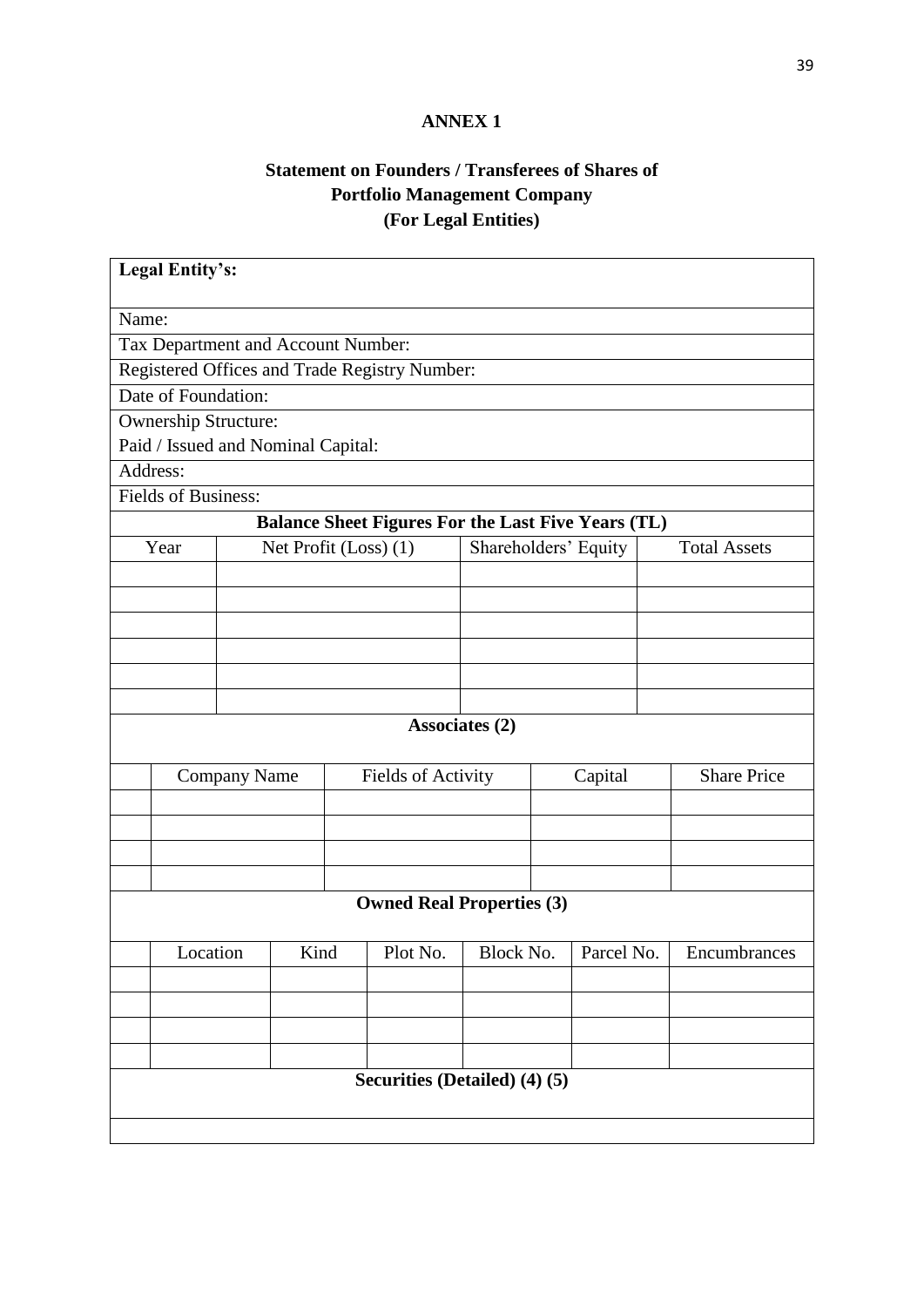# ANNEX 1

## Statement on Founders / Transferees of Shares of Portfolio Management Company (For Legal Entities)

| **Legal Entity's:** | | | |
|---|---|---|---|
| Name: | | | |
| Tax Department and Account Number: | | | |
| Registered Offices and Trade Registry Number: | | | |
| Date of Foundation: | | | |
| Ownership Structure: | | | |
| Paid / Issued and Nominal Capital: | | | |
| Address: | | | |
| Fields of Business: | | | |

**Balance Sheet Figures For the Last Five Years (TL)**

| Year | Net Profit (Loss) (1) | Shareholders' Equity | Total Assets |
|---|---|---|---|
| | | | |
| | | | |
| | | | |
| | | | |
| | | | |
| | | | |

**Associates (2)**

| | Company Name | Fields of Activity | Capital | Share Price |
|---|---|---|---|---|
| | | | | |
| | | | | |
| | | | | |
| | | | | |

**Owned Real Properties (3)**

| | Location | Kind | Plot No. | Block No. | Parcel No. | Encumbrances |
|---|---|---|---|---|---|---|
| | | | | | | |
| | | | | | | |
| | | | | | | |
| | | | | | | |

**Securities (Detailed) (4) (5)**

| |
|---|
| |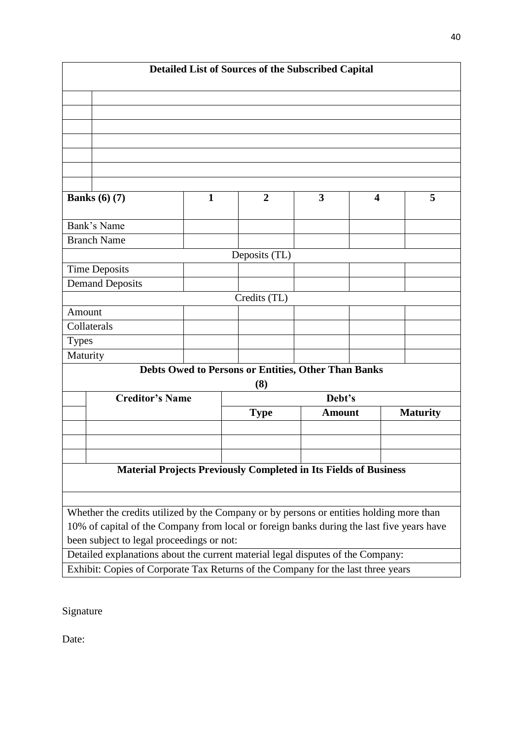| Detailed List of Sources of the Subscribed Capital | |
|---|---|
| | |
| | |
| | |
| | |
| | |
| | |
| | |

| Banks (6) (7) | 1 | 2 | 3 | 4 | 5 |
|---|---|---|---|---|---|
| Bank's Name | | | | | |
| Branch Name | | | | | |
| Deposits (TL) | | | | | |
| Time Deposits | | | | | |
| Demand Deposits | | | | | |
| Credits (TL) | | | | | |
| Amount | | | | | |
| Collaterals | | | | | |
| Types | | | | | |
| Maturity | | | | | |

**Debts Owed to Persons or Entities, Other Than Banks (8)**

| | Creditor's Name | Debt's | | |
|---|---|---|---|---|
| | | **Type** | **Amount** | **Maturity** |
| | | | | |
| | | | | |
| | | | | |

| Material Projects Previously Completed in Its Fields of Business |
|---|
| |
| Whether the credits utilized by the Company or by persons or entities holding more than 10% of capital of the Company from local or foreign banks during the last five years have been subject to legal proceedings or not: |
| Detailed explanations about the current material legal disputes of the Company: |
| Exhibit: Copies of Corporate Tax Returns of the Company for the last three years |

Signature

Date: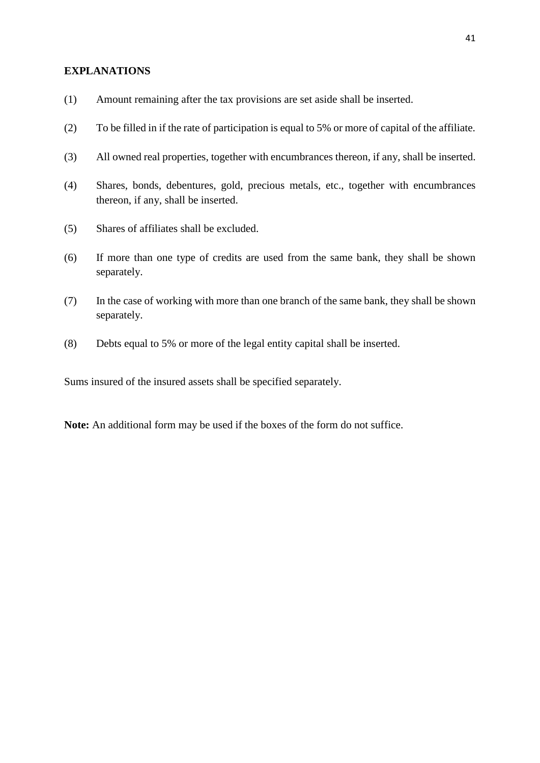**EXPLANATIONS**

(1) Amount remaining after the tax provisions are set aside shall be inserted.

(2) To be filled in if the rate of participation is equal to 5% or more of capital of the affiliate.

(3) All owned real properties, together with encumbrances thereon, if any, shall be inserted.

(4) Shares, bonds, debentures, gold, precious metals, etc., together with encumbrances thereon, if any, shall be inserted.

(5) Shares of affiliates shall be excluded.

(6) If more than one type of credits are used from the same bank, they shall be shown separately.

(7) In the case of working with more than one branch of the same bank, they shall be shown separately.

(8) Debts equal to 5% or more of the legal entity capital shall be inserted.

Sums insured of the insured assets shall be specified separately.

**Note:** An additional form may be used if the boxes of the form do not suffice.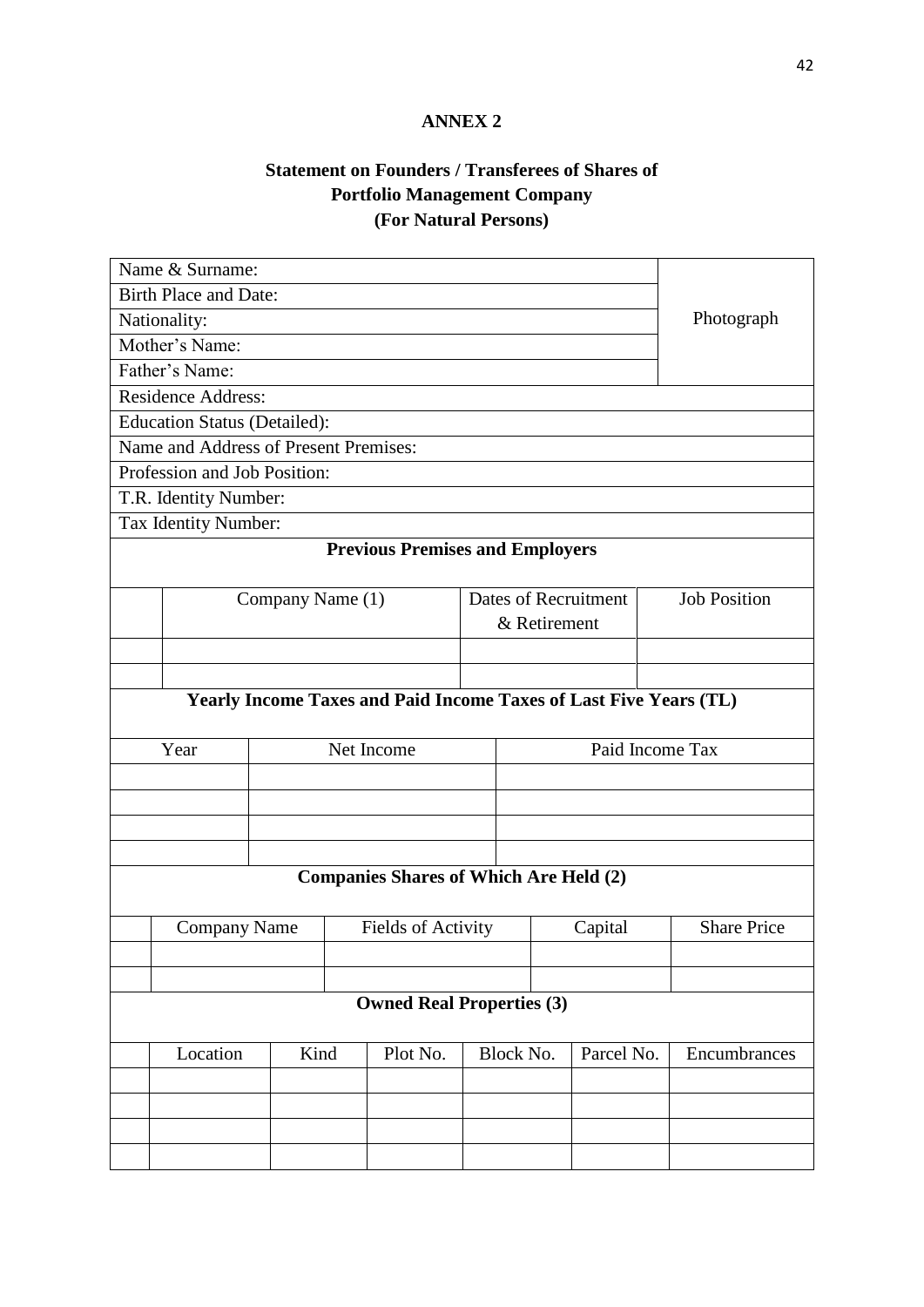# ANNEX 2

## Statement on Founders / Transferees of Shares of Portfolio Management Company (For Natural Persons)

| | |
|---|---|
| Name & Surname: | Photograph |
| Birth Place and Date: | |
| Nationality: | |
| Mother's Name: | |
| Father's Name: | |
| Residence Address: | |
| Education Status (Detailed): | |
| Name and Address of Present Premises: | |
| Profession and Job Position: | |
| T.R. Identity Number: | |
| Tax Identity Number: | |

**Previous Premises and Employers**

| | Company Name (1) | Dates of Recruitment & Retirement | Job Position |
|---|---|---|---|
| | | | |
| | | | |

**Yearly Income Taxes and Paid Income Taxes of Last Five Years (TL)**

| Year | Net Income | Paid Income Tax |
|---|---|---|
| | | |
| | | |
| | | |
| | | |

**Companies Shares of Which Are Held (2)**

| | Company Name | Fields of Activity | Capital | Share Price |
|---|---|---|---|---|
| | | | | |
| | | | | |

**Owned Real Properties (3)**

| | Location | Kind | Plot No. | Block No. | Parcel No. | Encumbrances |
|---|---|---|---|---|---|---|
| | | | | | | |
| | | | | | | |
| | | | | | | |
| | | | | | | |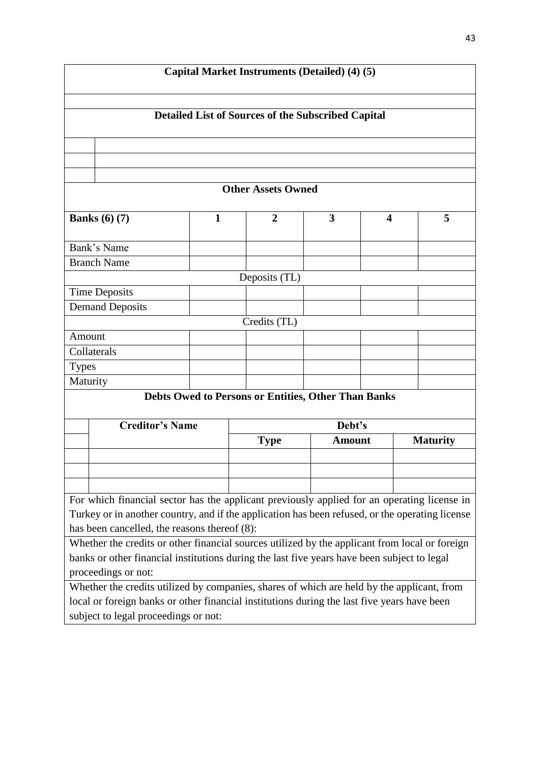| **Capital Market Instruments (Detailed) (4) (5)** |
|---|
| |

| **Detailed List of Sources of the Subscribed Capital** | |
|---|---|
| | |
| | |
| | |

**Other Assets Owned**

| **Banks (6) (7)** | **1** | **2** | **3** | **4** | **5** |
|---|---|---|---|---|---|
| Bank's Name | | | | | |
| Branch Name | | | | | |
| Deposits (TL) | | | | | |
| Time Deposits | | | | | |
| Demand Deposits | | | | | |
| Credits (TL) | | | | | |
| Amount | | | | | |
| Collaterals | | | | | |
| Types | | | | | |
| Maturity | | | | | |

**Debts Owed to Persons or Entities, Other Than Banks**

| | **Creditor's Name** | **Debt's** | | |
|---|---|---|---|---|
| | | **Type** | **Amount** | **Maturity** |
| | | | | |
| | | | | |
| | | | | |

| |
|---|
| For which financial sector has the applicant previously applied for an operating license in Turkey or in another country, and if the application has been refused, or the operating license has been cancelled, the reasons thereof (8): |
| Whether the credits or other financial sources utilized by the applicant from local or foreign banks or other financial institutions during the last five years have been subject to legal proceedings or not: |
| Whether the credits utilized by companies, shares of which are held by the applicant, from local or foreign banks or other financial institutions during the last five years have been subject to legal proceedings or not: |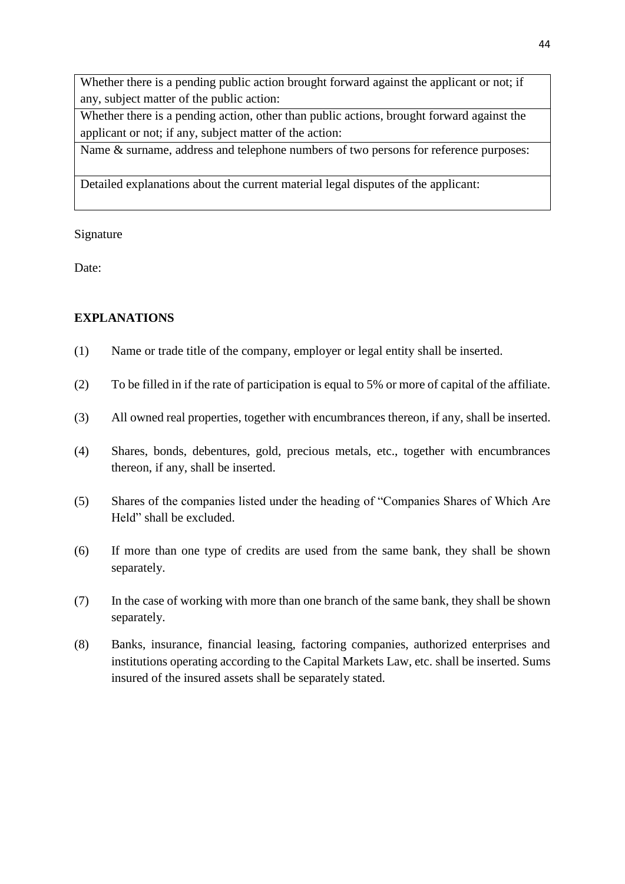| Whether there is a pending public action brought forward against the applicant or not; if any, subject matter of the public action: |
|---|
| Whether there is a pending action, other than public actions, brought forward against the applicant or not; if any, subject matter of the action: |
| Name & surname, address and telephone numbers of two persons for reference purposes: |
| Detailed explanations about the current material legal disputes of the applicant: |

Signature

Date:

**EXPLANATIONS**

(1) Name or trade title of the company, employer or legal entity shall be inserted.

(2) To be filled in if the rate of participation is equal to 5% or more of capital of the affiliate.

(3) All owned real properties, together with encumbrances thereon, if any, shall be inserted.

(4) Shares, bonds, debentures, gold, precious metals, etc., together with encumbrances thereon, if any, shall be inserted.

(5) Shares of the companies listed under the heading of "Companies Shares of Which Are Held" shall be excluded.

(6) If more than one type of credits are used from the same bank, they shall be shown separately.

(7) In the case of working with more than one branch of the same bank, they shall be shown separately.

(8) Banks, insurance, financial leasing, factoring companies, authorized enterprises and institutions operating according to the Capital Markets Law, etc. shall be inserted. Sums insured of the insured assets shall be separately stated.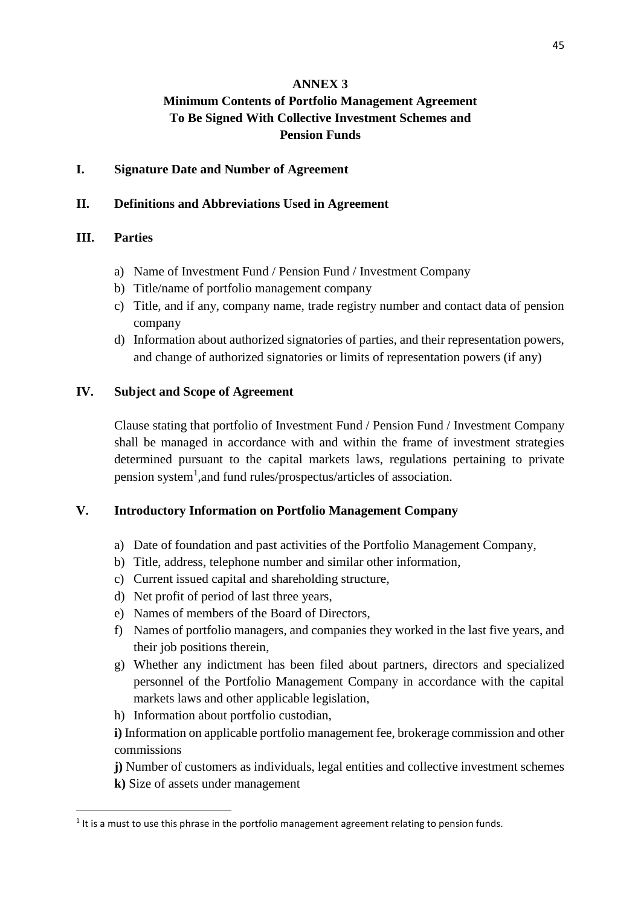# ANNEX 3

## Minimum Contents of Portfolio Management Agreement To Be Signed With Collective Investment Schemes and Pension Funds

### I. Signature Date and Number of Agreement

### II. Definitions and Abbreviations Used in Agreement

### III. Parties

a) Name of Investment Fund / Pension Fund / Investment Company
b) Title/name of portfolio management company
c) Title, and if any, company name, trade registry number and contact data of pension company
d) Information about authorized signatories of parties, and their representation powers, and change of authorized signatories or limits of representation powers (if any)

### IV. Subject and Scope of Agreement

Clause stating that portfolio of Investment Fund / Pension Fund / Investment Company shall be managed in accordance with and within the frame of investment strategies determined pursuant to the capital markets laws, regulations pertaining to private pension system[1],and fund rules/prospectus/articles of association.

### V. Introductory Information on Portfolio Management Company

a) Date of foundation and past activities of the Portfolio Management Company,
b) Title, address, telephone number and similar other information,
c) Current issued capital and shareholding structure,
d) Net profit of period of last three years,
e) Names of members of the Board of Directors,
f) Names of portfolio managers, and companies they worked in the last five years, and their job positions therein,
g) Whether any indictment has been filed about partners, directors and specialized personnel of the Portfolio Management Company in accordance with the capital markets laws and other applicable legislation,
h) Information about portfolio custodian,

**i)** Information on applicable portfolio management fee, brokerage commission and other commissions

**j)** Number of customers as individuals, legal entities and collective investment schemes

**k)** Size of assets under management

---

[1] It is a must to use this phrase in the portfolio management agreement relating to pension funds.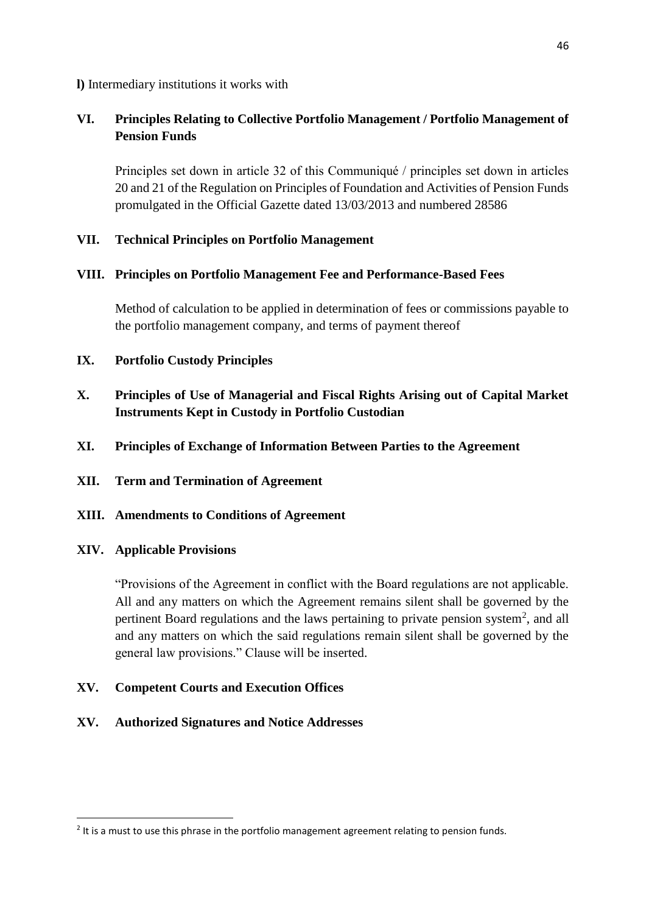**l)** Intermediary institutions it works with

## VI. Principles Relating to Collective Portfolio Management / Portfolio Management of Pension Funds

Principles set down in article 32 of this Communiqué / principles set down in articles 20 and 21 of the Regulation on Principles of Foundation and Activities of Pension Funds promulgated in the Official Gazette dated 13/03/2013 and numbered 28586

## VII. Technical Principles on Portfolio Management

## VIII. Principles on Portfolio Management Fee and Performance-Based Fees

Method of calculation to be applied in determination of fees or commissions payable to the portfolio management company, and terms of payment thereof

## IX. Portfolio Custody Principles

## X. Principles of Use of Managerial and Fiscal Rights Arising out of Capital Market Instruments Kept in Custody in Portfolio Custodian

## XI. Principles of Exchange of Information Between Parties to the Agreement

## XII. Term and Termination of Agreement

## XIII. Amendments to Conditions of Agreement

## XIV. Applicable Provisions

"Provisions of the Agreement in conflict with the Board regulations are not applicable. All and any matters on which the Agreement remains silent shall be governed by the pertinent Board regulations and the laws pertaining to private pension system[2], and all and any matters on which the said regulations remain silent shall be governed by the general law provisions." Clause will be inserted.

## XV. Competent Courts and Execution Offices

## XV. Authorized Signatures and Notice Addresses

---

[2] It is a must to use this phrase in the portfolio management agreement relating to pension funds.